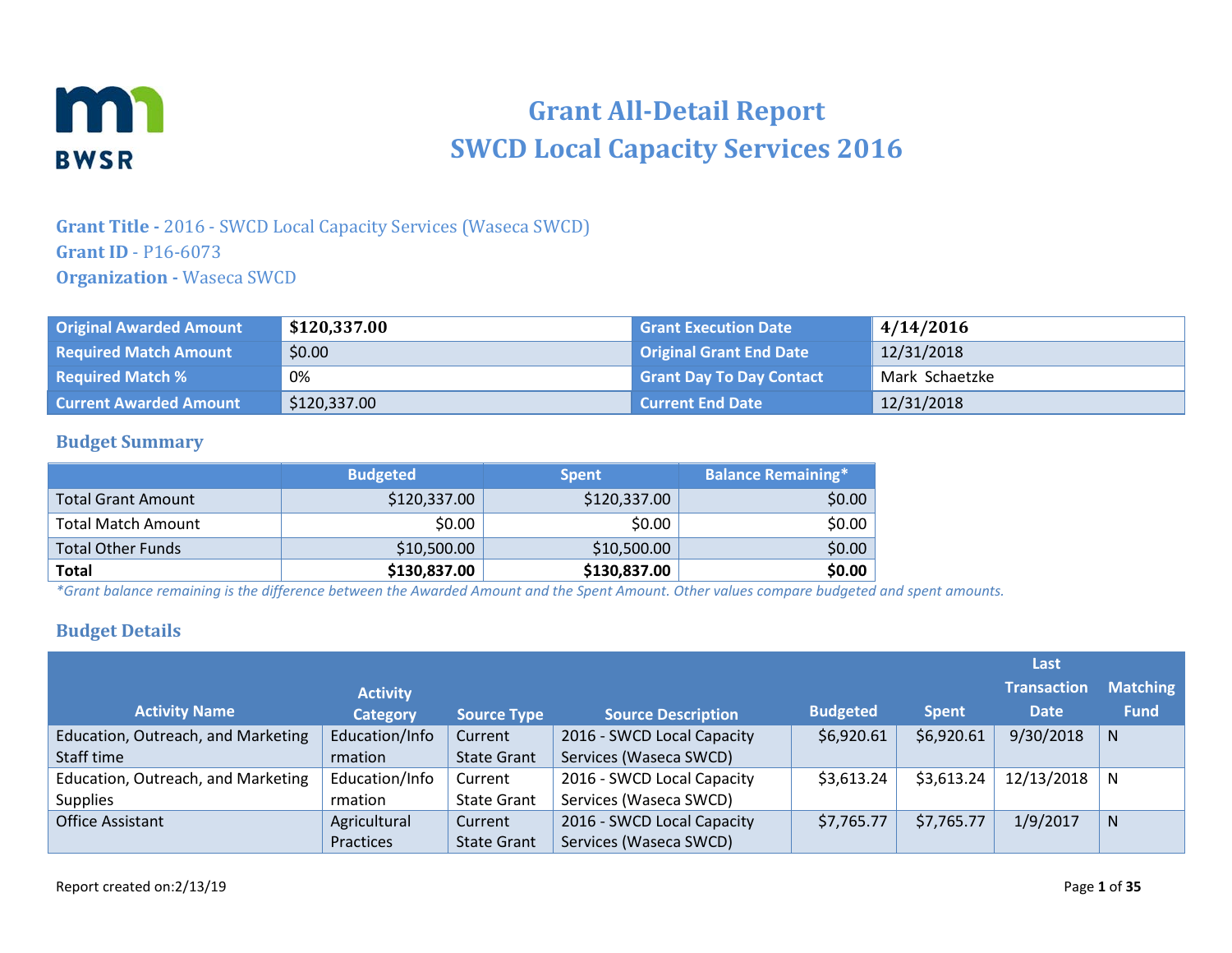# Grant All-Detail Report
# SWCD Local Capacity Services 2016

**Grant Title -** 2016 - SWCD Local Capacity Services (Waseca SWCD)
**Grant ID** - P16-6073
**Organization -** Waseca SWCD

| Original Awarded Amount | **$120,337.00** | Grant Execution Date | **4/14/2016** |
|---|---|---|---|
| Required Match Amount | $0.00 | Original Grant End Date | 12/31/2018 |
| Required Match % | 0% | Grant Day To Day Contact | Mark Schaetzke |
| Current Awarded Amount | $120,337.00 | Current End Date | 12/31/2018 |

## Budget Summary

| | Budgeted | Spent | Balance Remaining* |
|---|---|---|---|
| Total Grant Amount | $120,337.00 | $120,337.00 | $0.00 |
| Total Match Amount | $0.00 | $0.00 | $0.00 |
| Total Other Funds | $10,500.00 | $10,500.00 | $0.00 |
| **Total** | **$130,837.00** | **$130,837.00** | **$0.00** |

*\*Grant balance remaining is the difference between the Awarded Amount and the Spent Amount. Other values compare budgeted and spent amounts.*

## Budget Details

| Activity Name | Activity Category | Source Type | Source Description | Budgeted | Spent | Last Transaction Date | Matching Fund |
|---|---|---|---|---|---|---|---|
| Education, Outreach, and Marketing Staff time | Education/Information | Current State Grant | 2016 - SWCD Local Capacity Services (Waseca SWCD) | $6,920.61 | $6,920.61 | 9/30/2018 | N |
| Education, Outreach, and Marketing Supplies | Education/Information | Current State Grant | 2016 - SWCD Local Capacity Services (Waseca SWCD) | $3,613.24 | $3,613.24 | 12/13/2018 | N |
| Office Assistant | Agricultural Practices | Current State Grant | 2016 - SWCD Local Capacity Services (Waseca SWCD) | $7,765.77 | $7,765.77 | 1/9/2017 | N |

Report created on:2/13/19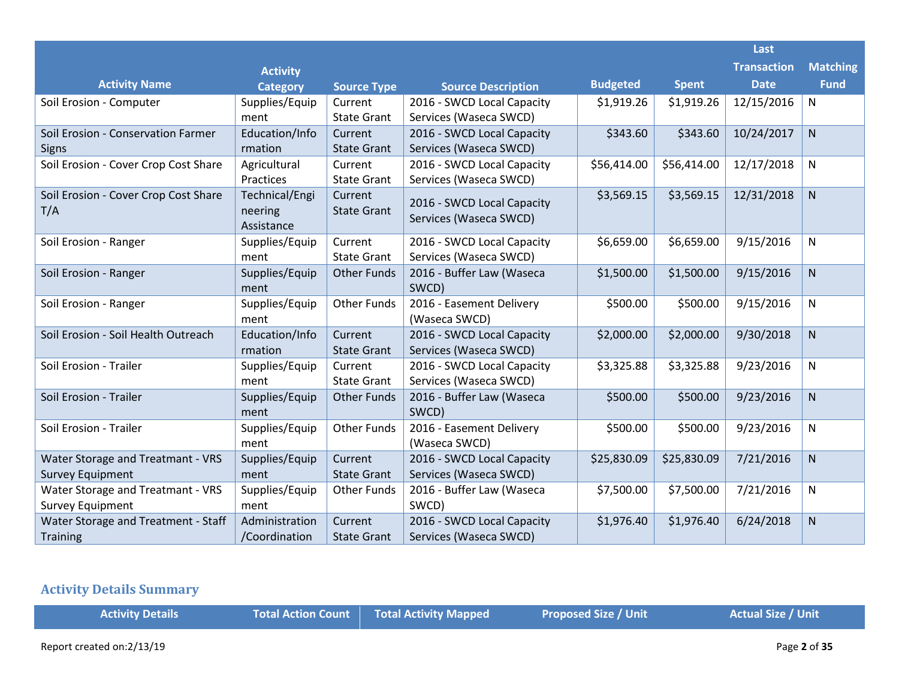| Activity Name | Activity Category | Source Type | Source Description | Budgeted | Spent | Last Transaction Date | Matching Fund |
|---|---|---|---|---|---|---|---|
| Soil Erosion - Computer | Supplies/Equipment | Current State Grant | 2016 - SWCD Local Capacity Services (Waseca SWCD) | $1,919.26 | $1,919.26 | 12/15/2016 | N |
| Soil Erosion - Conservation Farmer Signs | Education/Information | Current State Grant | 2016 - SWCD Local Capacity Services (Waseca SWCD) | $343.60 | $343.60 | 10/24/2017 | N |
| Soil Erosion - Cover Crop Cost Share | Agricultural Practices | Current State Grant | 2016 - SWCD Local Capacity Services (Waseca SWCD) | $56,414.00 | $56,414.00 | 12/17/2018 | N |
| Soil Erosion - Cover Crop Cost Share T/A | Technical/Engineering Assistance | Current State Grant | 2016 - SWCD Local Capacity Services (Waseca SWCD) | $3,569.15 | $3,569.15 | 12/31/2018 | N |
| Soil Erosion - Ranger | Supplies/Equipment | Current State Grant | 2016 - SWCD Local Capacity Services (Waseca SWCD) | $6,659.00 | $6,659.00 | 9/15/2016 | N |
| Soil Erosion - Ranger | Supplies/Equipment | Other Funds | 2016 - Buffer Law (Waseca SWCD) | $1,500.00 | $1,500.00 | 9/15/2016 | N |
| Soil Erosion - Ranger | Supplies/Equipment | Other Funds | 2016 - Easement Delivery (Waseca SWCD) | $500.00 | $500.00 | 9/15/2016 | N |
| Soil Erosion - Soil Health Outreach | Education/Information | Current State Grant | 2016 - SWCD Local Capacity Services (Waseca SWCD) | $2,000.00 | $2,000.00 | 9/30/2018 | N |
| Soil Erosion - Trailer | Supplies/Equipment | Current State Grant | 2016 - SWCD Local Capacity Services (Waseca SWCD) | $3,325.88 | $3,325.88 | 9/23/2016 | N |
| Soil Erosion - Trailer | Supplies/Equipment | Other Funds | 2016 - Buffer Law (Waseca SWCD) | $500.00 | $500.00 | 9/23/2016 | N |
| Soil Erosion - Trailer | Supplies/Equipment | Other Funds | 2016 - Easement Delivery (Waseca SWCD) | $500.00 | $500.00 | 9/23/2016 | N |
| Water Storage and Treatmant - VRS Survey Equipment | Supplies/Equipment | Current State Grant | 2016 - SWCD Local Capacity Services (Waseca SWCD) | $25,830.09 | $25,830.09 | 7/21/2016 | N |
| Water Storage and Treatmant - VRS Survey Equipment | Supplies/Equipment | Other Funds | 2016 - Buffer Law (Waseca SWCD) | $7,500.00 | $7,500.00 | 7/21/2016 | N |
| Water Storage and Treatment - Staff Training | Administration/Coordination | Current State Grant | 2016 - SWCD Local Capacity Services (Waseca SWCD) | $1,976.40 | $1,976.40 | 6/24/2018 | N |

### Activity Details Summary

| Activity Details | Total Action Count | Total Activity Mapped | Proposed Size / Unit | Actual Size / Unit |
|---|---|---|---|---|

Report created on:2/13/19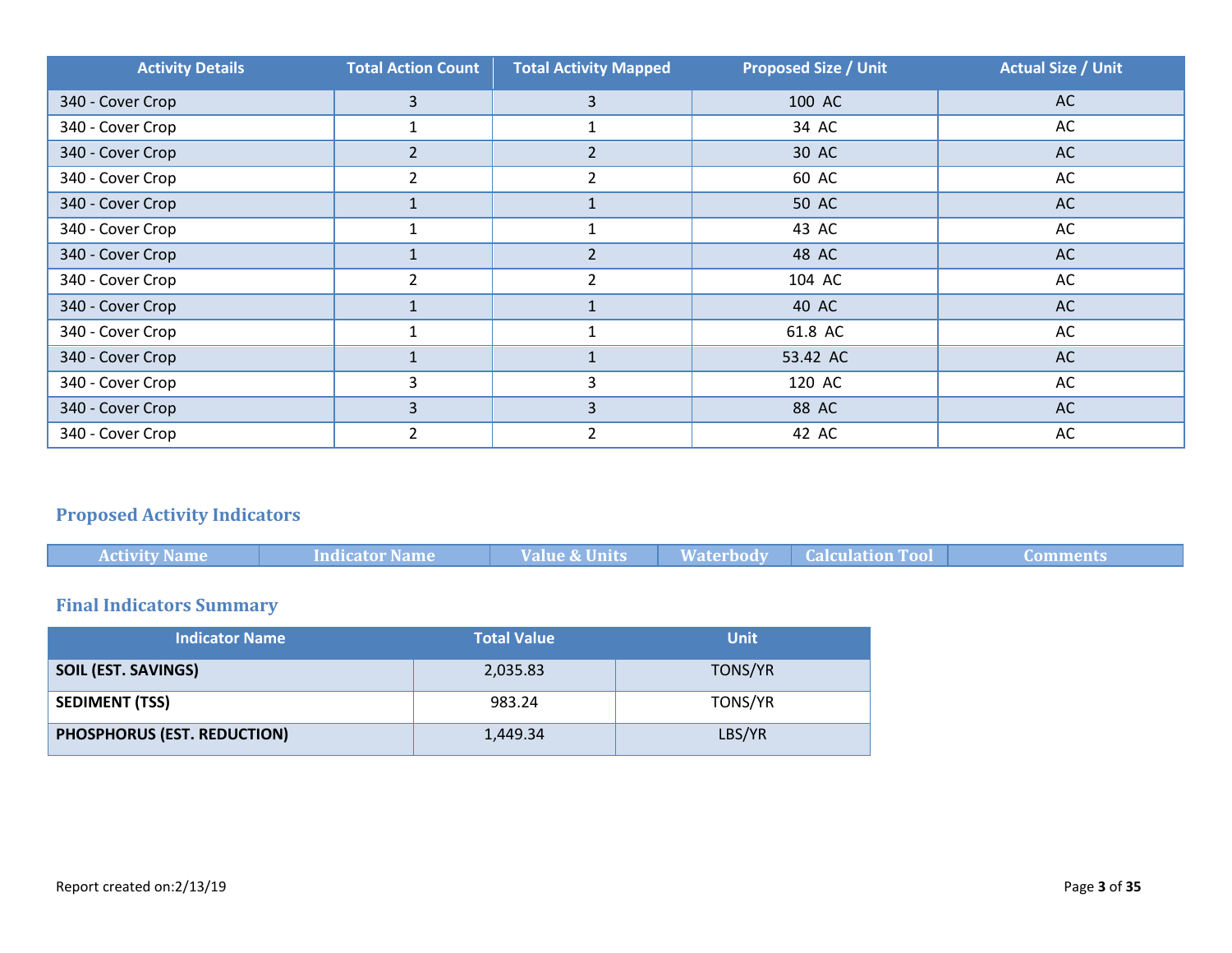| Activity Details | Total Action Count | Total Activity Mapped | Proposed Size / Unit | Actual Size / Unit |
|---|---|---|---|---|
| 340 - Cover Crop | 3 | 3 | 100 AC | AC |
| 340 - Cover Crop | 1 | 1 | 34 AC | AC |
| 340 - Cover Crop | 2 | 2 | 30 AC | AC |
| 340 - Cover Crop | 2 | 2 | 60 AC | AC |
| 340 - Cover Crop | 1 | 1 | 50 AC | AC |
| 340 - Cover Crop | 1 | 1 | 43 AC | AC |
| 340 - Cover Crop | 1 | 2 | 48 AC | AC |
| 340 - Cover Crop | 2 | 2 | 104 AC | AC |
| 340 - Cover Crop | 1 | 1 | 40 AC | AC |
| 340 - Cover Crop | 1 | 1 | 61.8 AC | AC |
| 340 - Cover Crop | 1 | 1 | 53.42 AC | AC |
| 340 - Cover Crop | 3 | 3 | 120 AC | AC |
| 340 - Cover Crop | 3 | 3 | 88 AC | AC |
| 340 - Cover Crop | 2 | 2 | 42 AC | AC |

## Proposed Activity Indicators

| Activity Name | Indicator Name | Value & Units | Waterbody | Calculation Tool | Comments |
|---|---|---|---|---|---|

## Final Indicators Summary

| Indicator Name | Total Value | Unit |
|---|---|---|
| **SOIL (EST. SAVINGS)** | 2,035.83 | TONS/YR |
| **SEDIMENT (TSS)** | 983.24 | TONS/YR |
| **PHOSPHORUS (EST. REDUCTION)** | 1,449.34 | LBS/YR |

Report created on:2/13/19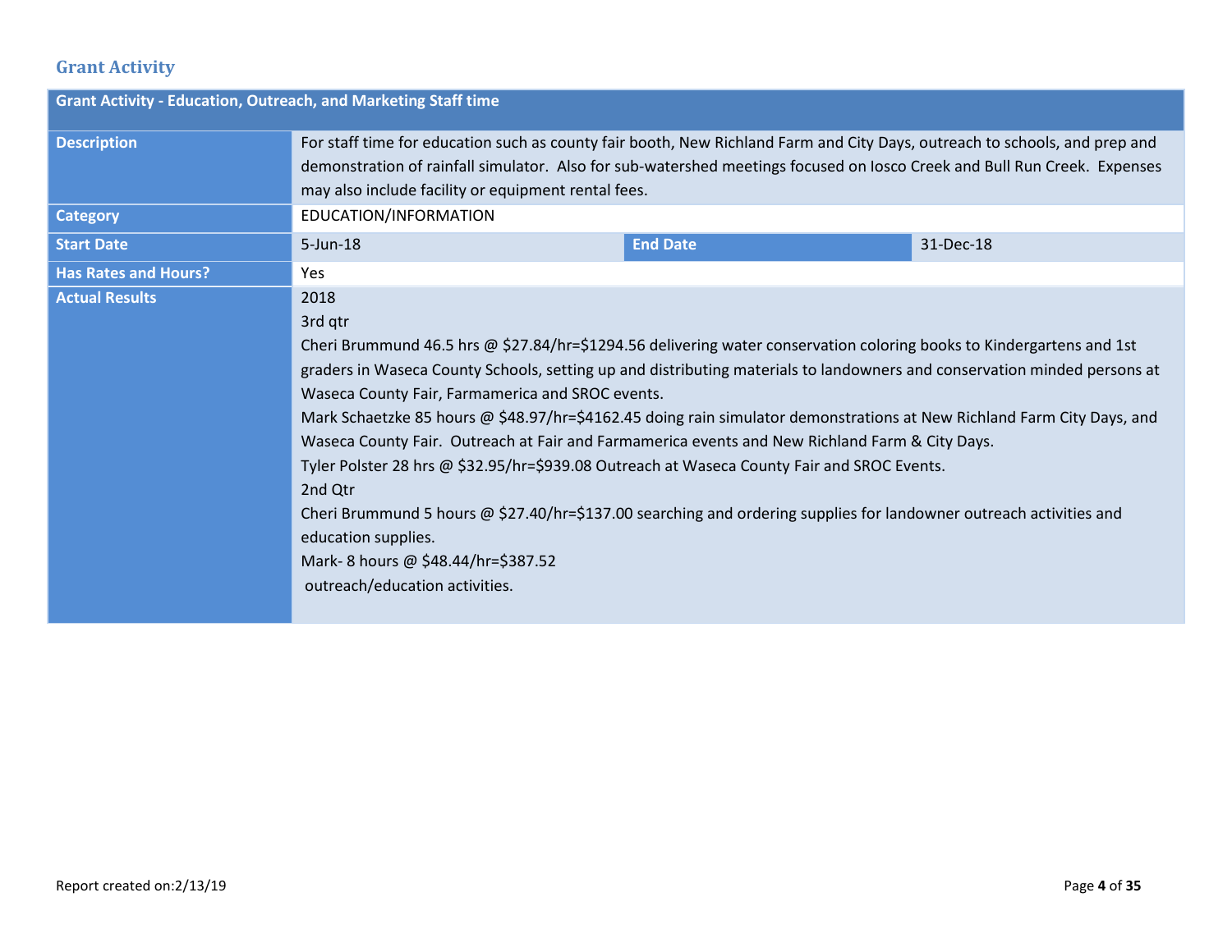## Grant Activity

| Grant Activity - Education, Outreach, and Marketing Staff time | | | |
|---|---|---|---|
| **Description** | For staff time for education such as county fair booth, New Richland Farm and City Days, outreach to schools, and prep and demonstration of rainfall simulator. Also for sub-watershed meetings focused on Iosco Creek and Bull Run Creek. Expenses may also include facility or equipment rental fees. | | |
| **Category** | EDUCATION/INFORMATION | | |
| **Start Date** | 5-Jun-18 | **End Date** | 31-Dec-18 |
| **Has Rates and Hours?** | Yes | | |
| **Actual Results** | 2018<br>3rd qtr<br>Cheri Brummund 46.5 hrs @ $27.84/hr=$1294.56 delivering water conservation coloring books to Kindergartens and 1st graders in Waseca County Schools, setting up and distributing materials to landowners and conservation minded persons at Waseca County Fair, Farmamerica and SROC events.<br>Mark Schaetzke 85 hours @ $48.97/hr=$4162.45 doing rain simulator demonstrations at New Richland Farm City Days, and Waseca County Fair. Outreach at Fair and Farmamerica events and New Richland Farm & City Days.<br>Tyler Polster 28 hrs @ $32.95/hr=$939.08 Outreach at Waseca County Fair and SROC Events.<br>2nd Qtr<br>Cheri Brummund 5 hours @ $27.40/hr=$137.00 searching and ordering supplies for landowner outreach activities and education supplies.<br>Mark- 8 hours @ $48.44/hr=$387.52<br>outreach/education activities. | | |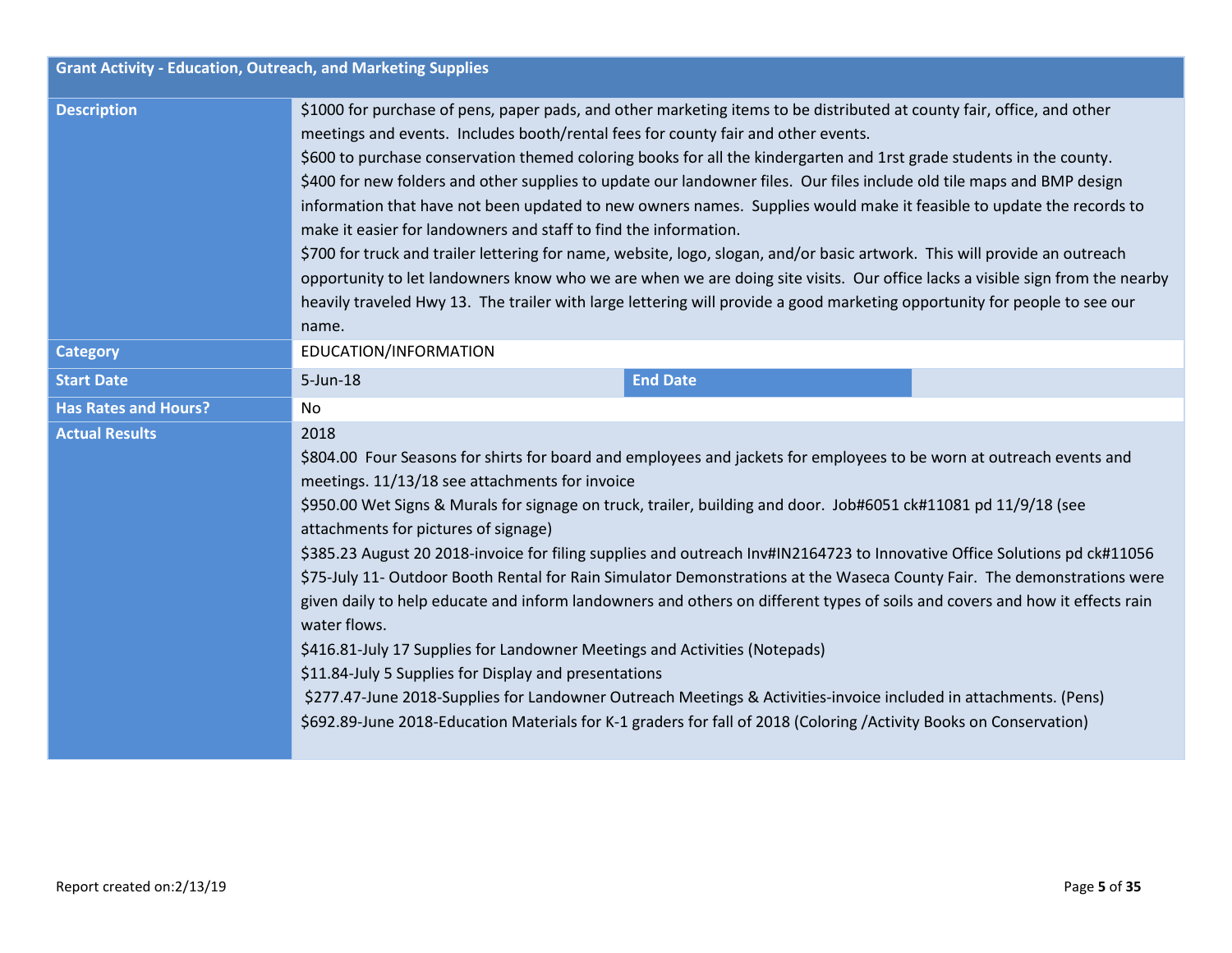| Grant Activity - Education, Outreach, and Marketing Supplies | | | |
|---|---|---|---|
| **Description** | $1000 for purchase of pens, paper pads, and other marketing items to be distributed at county fair, office, and other meetings and events. Includes booth/rental fees for county fair and other events.<br>$600 to purchase conservation themed coloring books for all the kindergarten and 1rst grade students in the county.<br>$400 for new folders and other supplies to update our landowner files. Our files include old tile maps and BMP design information that have not been updated to new owners names. Supplies would make it feasible to update the records to make it easier for landowners and staff to find the information.<br>$700 for truck and trailer lettering for name, website, logo, slogan, and/or basic artwork. This will provide an outreach opportunity to let landowners know who we are when we are doing site visits. Our office lacks a visible sign from the nearby heavily traveled Hwy 13. The trailer with large lettering will provide a good marketing opportunity for people to see our name. | | |
| **Category** | EDUCATION/INFORMATION | | |
| **Start Date** | 5-Jun-18 | **End Date** | |
| **Has Rates and Hours?** | No | | |
| **Actual Results** | 2018<br>$804.00 Four Seasons for shirts for board and employees and jackets for employees to be worn at outreach events and meetings. 11/13/18 see attachments for invoice<br>$950.00 Wet Signs & Murals for signage on truck, trailer, building and door. Job#6051 ck#11081 pd 11/9/18 (see attachments for pictures of signage)<br>$385.23 August 20 2018-invoice for filing supplies and outreach Inv#IN2164723 to Innovative Office Solutions pd ck#11056<br>$75-July 11- Outdoor Booth Rental for Rain Simulator Demonstrations at the Waseca County Fair. The demonstrations were given daily to help educate and inform landowners and others on different types of soils and covers and how it effects rain water flows.<br>$416.81-July 17 Supplies for Landowner Meetings and Activities (Notepads)<br>$11.84-July 5 Supplies for Display and presentations<br>$277.47-June 2018-Supplies for Landowner Outreach Meetings & Activities-invoice included in attachments. (Pens)<br>$692.89-June 2018-Education Materials for K-1 graders for fall of 2018 (Coloring /Activity Books on Conservation) | | |

Report created on:2/13/19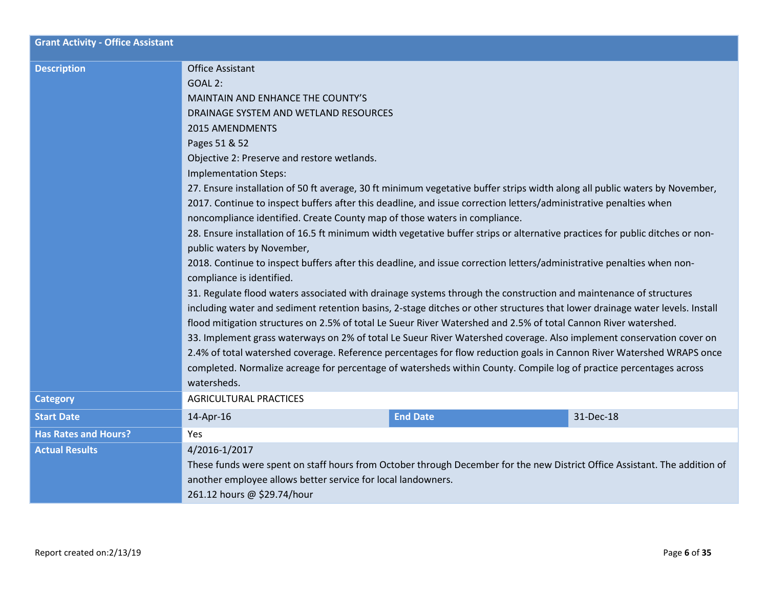| Grant Activity - Office Assistant | | | |
|---|---|---|---|
| **Description** | Office Assistant<br>GOAL 2:<br>MAINTAIN AND ENHANCE THE COUNTY'S<br>DRAINAGE SYSTEM AND WETLAND RESOURCES<br>2015 AMENDMENTS<br>Pages 51 & 52<br>Objective 2: Preserve and restore wetlands.<br>Implementation Steps:<br>27. Ensure installation of 50 ft average, 30 ft minimum vegetative buffer strips width along all public waters by November, 2017. Continue to inspect buffers after this deadline, and issue correction letters/administrative penalties when noncompliance identified. Create County map of those waters in compliance.<br>28. Ensure installation of 16.5 ft minimum width vegetative buffer strips or alternative practices for public ditches or non-public waters by November,<br>2018. Continue to inspect buffers after this deadline, and issue correction letters/administrative penalties when non-compliance is identified.<br>31. Regulate flood waters associated with drainage systems through the construction and maintenance of structures including water and sediment retention basins, 2-stage ditches or other structures that lower drainage water levels. Install flood mitigation structures on 2.5% of total Le Sueur River Watershed and 2.5% of total Cannon River watershed.<br>33. Implement grass waterways on 2% of total Le Sueur River Watershed coverage. Also implement conservation cover on 2.4% of total watershed coverage. Reference percentages for flow reduction goals in Cannon River Watershed WRAPS once completed. Normalize acreage for percentage of watersheds within County. Compile log of practice percentages across watersheds. | | |
| **Category** | AGRICULTURAL PRACTICES | | |
| **Start Date** | 14-Apr-16 | **End Date** | 31-Dec-18 |
| **Has Rates and Hours?** | Yes | | |
| **Actual Results** | 4/2016-1/2017<br>These funds were spent on staff hours from October through December for the new District Office Assistant. The addition of another employee allows better service for local landowners.<br>261.12 hours @ $29.74/hour | | |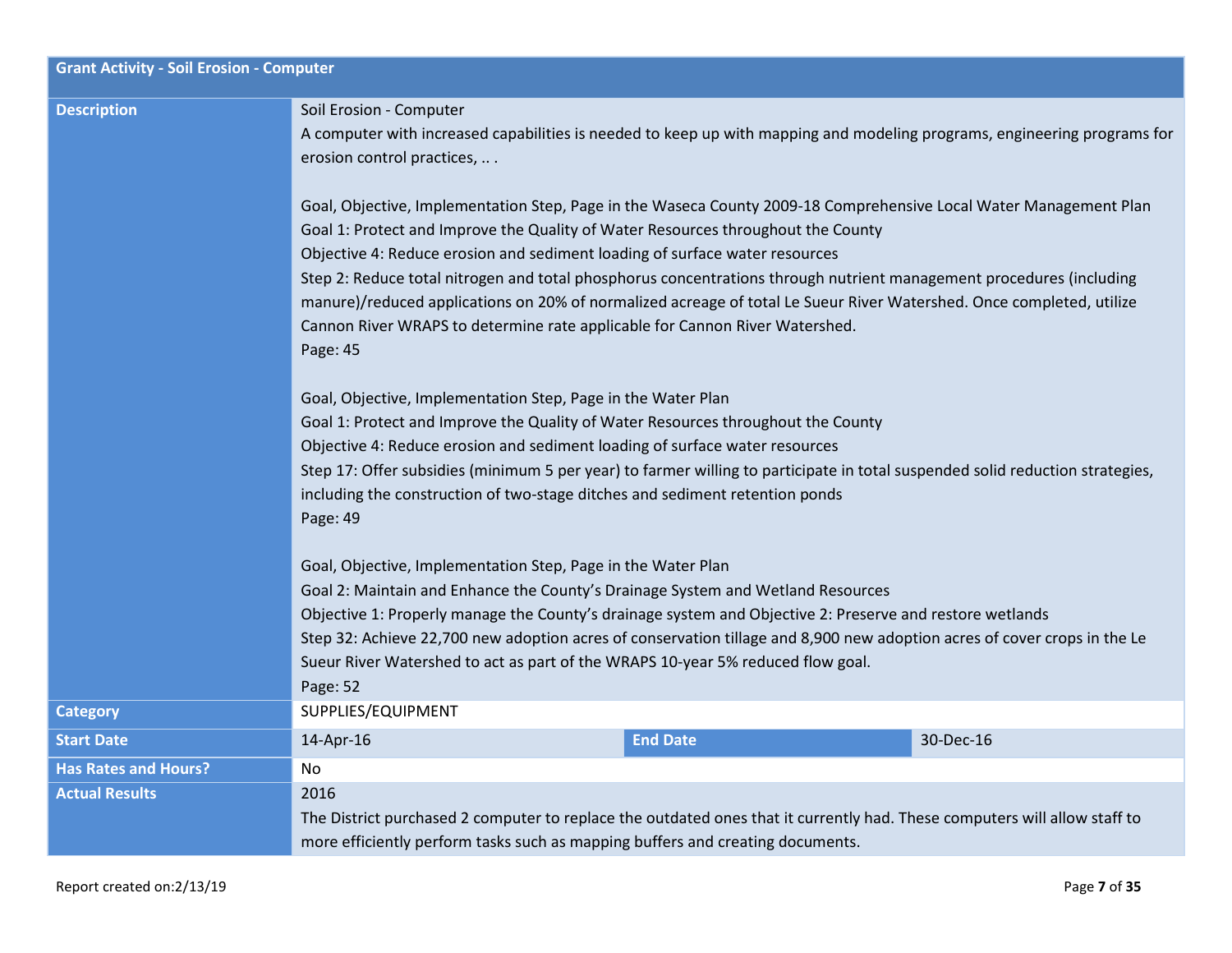| Grant Activity - Soil Erosion - Computer | | | |
|---|---|---|---|
| **Description** | Soil Erosion - Computer<br>A computer with increased capabilities is needed to keep up with mapping and modeling programs, engineering programs for erosion control practices, .. .<br><br>Goal, Objective, Implementation Step, Page in the Waseca County 2009-18 Comprehensive Local Water Management Plan<br>Goal 1: Protect and Improve the Quality of Water Resources throughout the County<br>Objective 4: Reduce erosion and sediment loading of surface water resources<br>Step 2: Reduce total nitrogen and total phosphorus concentrations through nutrient management procedures (including manure)/reduced applications on 20% of normalized acreage of total Le Sueur River Watershed. Once completed, utilize Cannon River WRAPS to determine rate applicable for Cannon River Watershed.<br>Page: 45<br><br>Goal, Objective, Implementation Step, Page in the Water Plan<br>Goal 1: Protect and Improve the Quality of Water Resources throughout the County<br>Objective 4: Reduce erosion and sediment loading of surface water resources<br>Step 17: Offer subsidies (minimum 5 per year) to farmer willing to participate in total suspended solid reduction strategies, including the construction of two-stage ditches and sediment retention ponds<br>Page: 49<br><br>Goal, Objective, Implementation Step, Page in the Water Plan<br>Goal 2: Maintain and Enhance the County's Drainage System and Wetland Resources<br>Objective 1: Properly manage the County's drainage system and Objective 2: Preserve and restore wetlands<br>Step 32: Achieve 22,700 new adoption acres of conservation tillage and 8,900 new adoption acres of cover crops in the Le Sueur River Watershed to act as part of the WRAPS 10-year 5% reduced flow goal.<br>Page: 52 | | |
| **Category** | SUPPLIES/EQUIPMENT | | |
| **Start Date** | 14-Apr-16 | **End Date** | 30-Dec-16 |
| **Has Rates and Hours?** | No | | |
| **Actual Results** | 2016<br>The District purchased 2 computer to replace the outdated ones that it currently had. These computers will allow staff to more efficiently perform tasks such as mapping buffers and creating documents. | | |

Report created on:2/13/19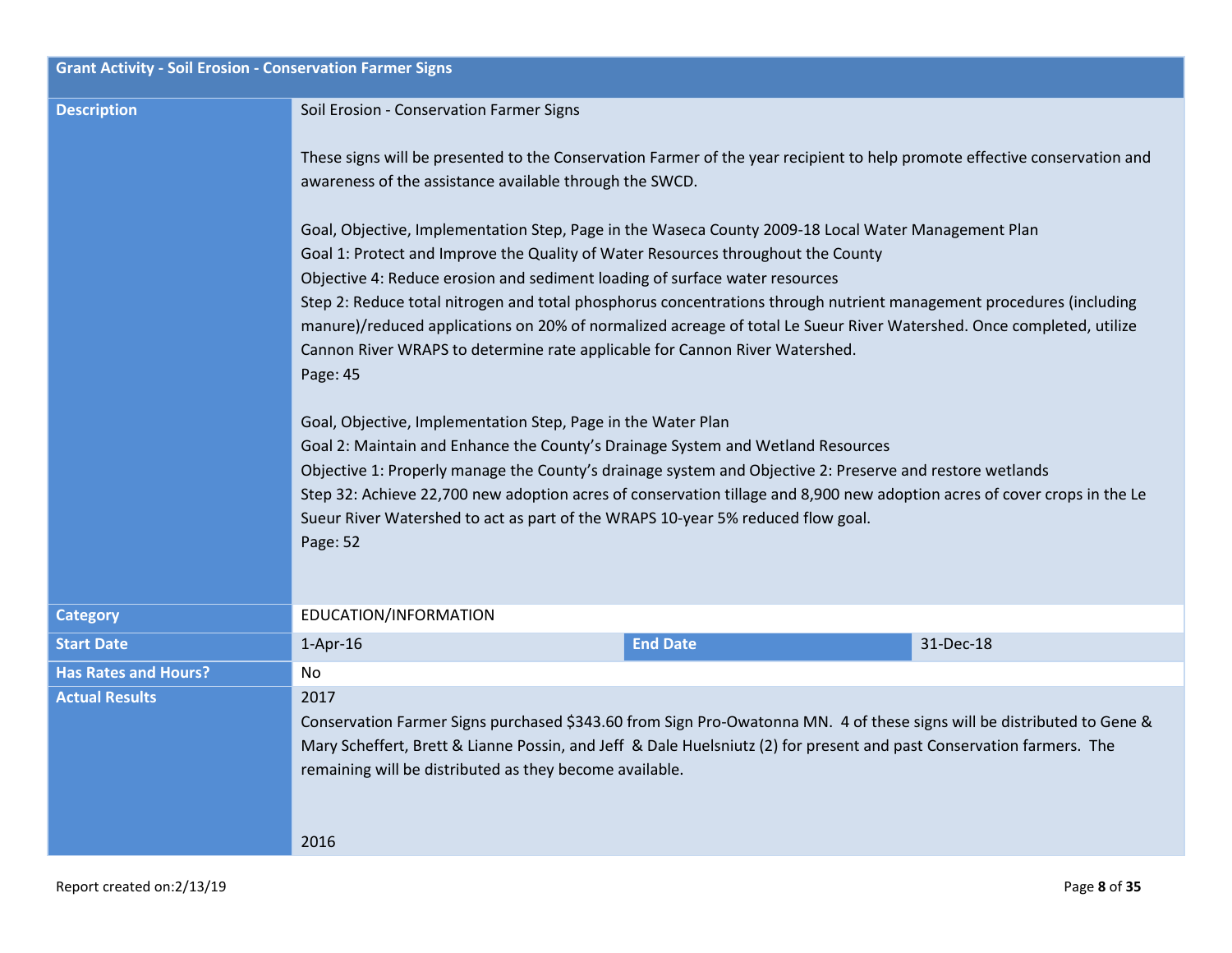| Grant Activity - Soil Erosion - Conservation Farmer Signs | | | |
|---|---|---|---|
| **Description** | Soil Erosion - Conservation Farmer Signs<br><br>These signs will be presented to the Conservation Farmer of the year recipient to help promote effective conservation and awareness of the assistance available through the SWCD.<br><br>Goal, Objective, Implementation Step, Page in the Waseca County 2009-18 Local Water Management Plan<br>Goal 1: Protect and Improve the Quality of Water Resources throughout the County<br>Objective 4: Reduce erosion and sediment loading of surface water resources<br>Step 2: Reduce total nitrogen and total phosphorus concentrations through nutrient management procedures (including manure)/reduced applications on 20% of normalized acreage of total Le Sueur River Watershed. Once completed, utilize Cannon River WRAPS to determine rate applicable for Cannon River Watershed.<br>Page: 45<br><br>Goal, Objective, Implementation Step, Page in the Water Plan<br>Goal 2: Maintain and Enhance the County's Drainage System and Wetland Resources<br>Objective 1: Properly manage the County's drainage system and Objective 2: Preserve and restore wetlands<br>Step 32: Achieve 22,700 new adoption acres of conservation tillage and 8,900 new adoption acres of cover crops in the Le Sueur River Watershed to act as part of the WRAPS 10-year 5% reduced flow goal.<br>Page: 52 | | |
| **Category** | EDUCATION/INFORMATION | | |
| **Start Date** | 1-Apr-16 | **End Date** | 31-Dec-18 |
| **Has Rates and Hours?** | No | | |
| **Actual Results** | 2017<br>Conservation Farmer Signs purchased $343.60 from Sign Pro-Owatonna MN. 4 of these signs will be distributed to Gene & Mary Scheffert, Brett & Lianne Possin, and Jeff & Dale Huelsniutz (2) for present and past Conservation farmers. The remaining will be distributed as they become available.<br><br>2016 | | |

Report created on:2/13/19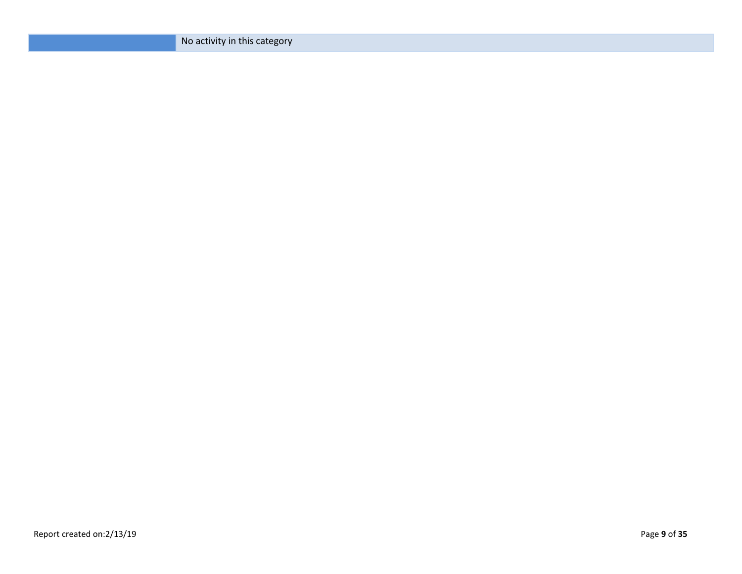| | |
|---|---|
| | No activity in this category |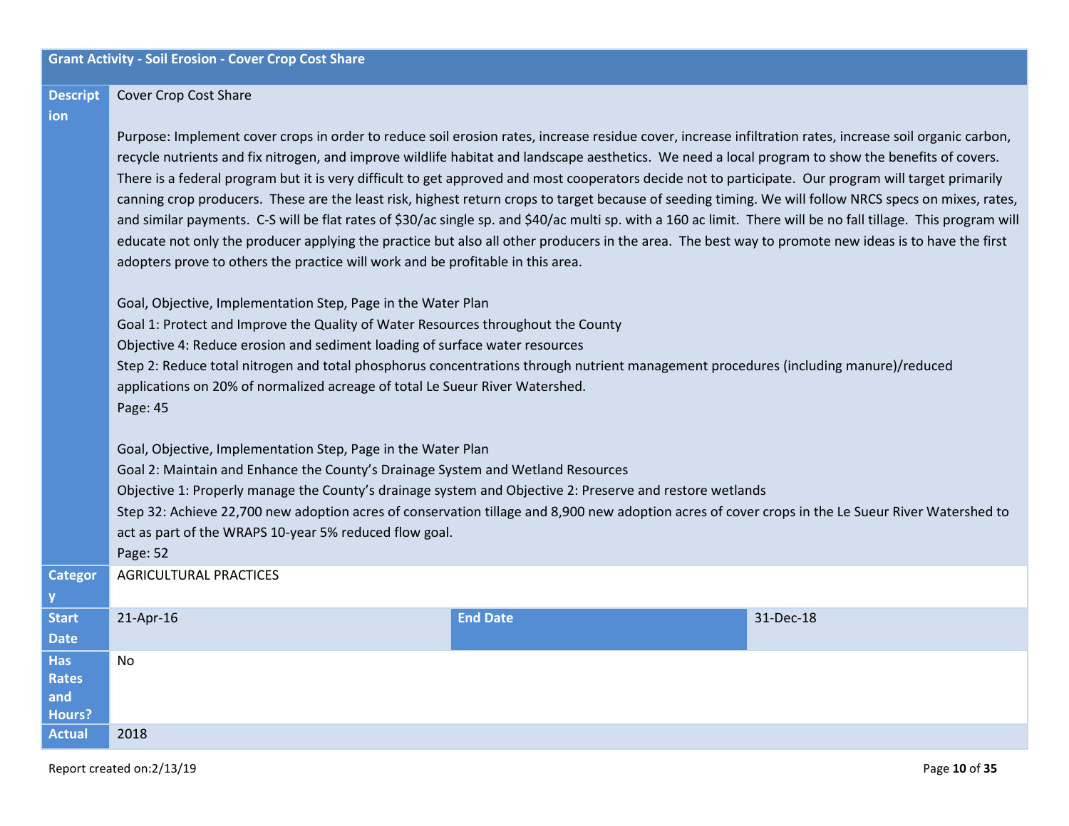| Grant Activity - Soil Erosion - Cover Crop Cost Share | | | |
|---|---|---|---|
| Description | Cover Crop Cost Share<br><br>Purpose: Implement cover crops in order to reduce soil erosion rates, increase residue cover, increase infiltration rates, increase soil organic carbon, recycle nutrients and fix nitrogen, and improve wildlife habitat and landscape aesthetics. We need a local program to show the benefits of covers. There is a federal program but it is very difficult to get approved and most cooperators decide not to participate. Our program will target primarily canning crop producers. These are the least risk, highest return crops to target because of seeding timing. We will follow NRCS specs on mixes, rates, and similar payments. C-S will be flat rates of $30/ac single sp. and $40/ac multi sp. with a 160 ac limit. There will be no fall tillage. This program will educate not only the producer applying the practice but also all other producers in the area. The best way to promote new ideas is to have the first adopters prove to others the practice will work and be profitable in this area.<br><br>Goal, Objective, Implementation Step, Page in the Water Plan<br>Goal 1: Protect and Improve the Quality of Water Resources throughout the County<br>Objective 4: Reduce erosion and sediment loading of surface water resources<br>Step 2: Reduce total nitrogen and total phosphorus concentrations through nutrient management procedures (including manure)/reduced applications on 20% of normalized acreage of total Le Sueur River Watershed.<br>Page: 45<br><br>Goal, Objective, Implementation Step, Page in the Water Plan<br>Goal 2: Maintain and Enhance the County's Drainage System and Wetland Resources<br>Objective 1: Properly manage the County's drainage system and Objective 2: Preserve and restore wetlands<br>Step 32: Achieve 22,700 new adoption acres of conservation tillage and 8,900 new adoption acres of cover crops in the Le Sueur River Watershed to act as part of the WRAPS 10-year 5% reduced flow goal.<br>Page: 52 | | |
| Category | AGRICULTURAL PRACTICES | | |
| Start Date | 21-Apr-16 | End Date | 31-Dec-18 |
| Has Rates and Hours? | No | | |
| Actual | 2018 | | |

Report created on:2/13/19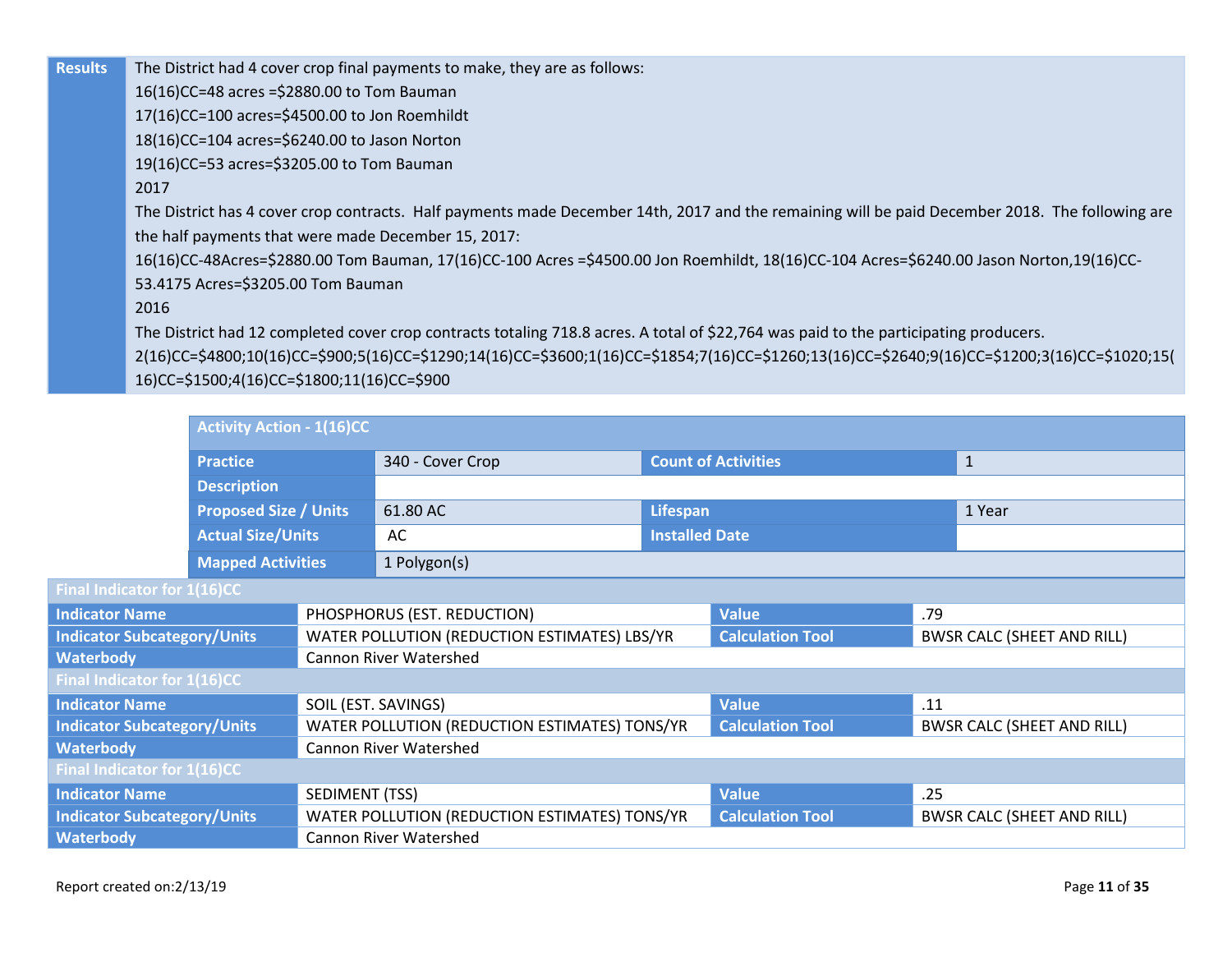| Results | The District had 4 cover crop final payments to make, they are as follows:<br>16(16)CC=48 acres =$2880.00 to Tom Bauman<br>17(16)CC=100 acres=$4500.00 to Jon Roemhildt<br>18(16)CC=104 acres=$6240.00 to Jason Norton<br>19(16)CC=53 acres=$3205.00 to Tom Bauman<br>2017<br>The District has 4 cover crop contracts. Half payments made December 14th, 2017 and the remaining will be paid December 2018. The following are the half payments that were made December 15, 2017:<br>16(16)CC-48Acres=$2880.00 Tom Bauman, 17(16)CC-100 Acres =$4500.00 Jon Roemhildt, 18(16)CC-104 Acres=$6240.00 Jason Norton,19(16)CC-53.4175 Acres=$3205.00 Tom Bauman<br>2016<br>The District had 12 completed cover crop contracts totaling 718.8 acres. A total of $22,764 was paid to the participating producers.<br>2(16)CC=$4800;10(16)CC=$900;5(16)CC=$1290;14(16)CC=$3600;1(16)CC=$1854;7(16)CC=$1260;13(16)CC=$2640;9(16)CC=$1200;3(16)CC=$1020;15(16)CC=$1500;4(16)CC=$1800;11(16)CC=$900 |
|---|---|

| Activity Action - 1(16)CC | | | |
|---|---|---|---|
| Practice | 340 - Cover Crop | Count of Activities | 1 |
| Description | | | |
| Proposed Size / Units | 61.80 AC | Lifespan | 1 Year |
| Actual Size/Units | AC | Installed Date | |
| Mapped Activities | 1 Polygon(s) | | |

| Final Indicator for 1(16)CC | | | |
|---|---|---|---|
| Indicator Name | PHOSPHORUS (EST. REDUCTION) | Value | .79 |
| Indicator Subcategory/Units | WATER POLLUTION (REDUCTION ESTIMATES) LBS/YR | Calculation Tool | BWSR CALC (SHEET AND RILL) |
| Waterbody | Cannon River Watershed | | |

| Final Indicator for 1(16)CC | | | |
|---|---|---|---|
| Indicator Name | SOIL (EST. SAVINGS) | Value | .11 |
| Indicator Subcategory/Units | WATER POLLUTION (REDUCTION ESTIMATES) TONS/YR | Calculation Tool | BWSR CALC (SHEET AND RILL) |
| Waterbody | Cannon River Watershed | | |

| Final Indicator for 1(16)CC | | | |
|---|---|---|---|
| Indicator Name | SEDIMENT (TSS) | Value | .25 |
| Indicator Subcategory/Units | WATER POLLUTION (REDUCTION ESTIMATES) TONS/YR | Calculation Tool | BWSR CALC (SHEET AND RILL) |
| Waterbody | Cannon River Watershed | | |

Report created on:2/13/19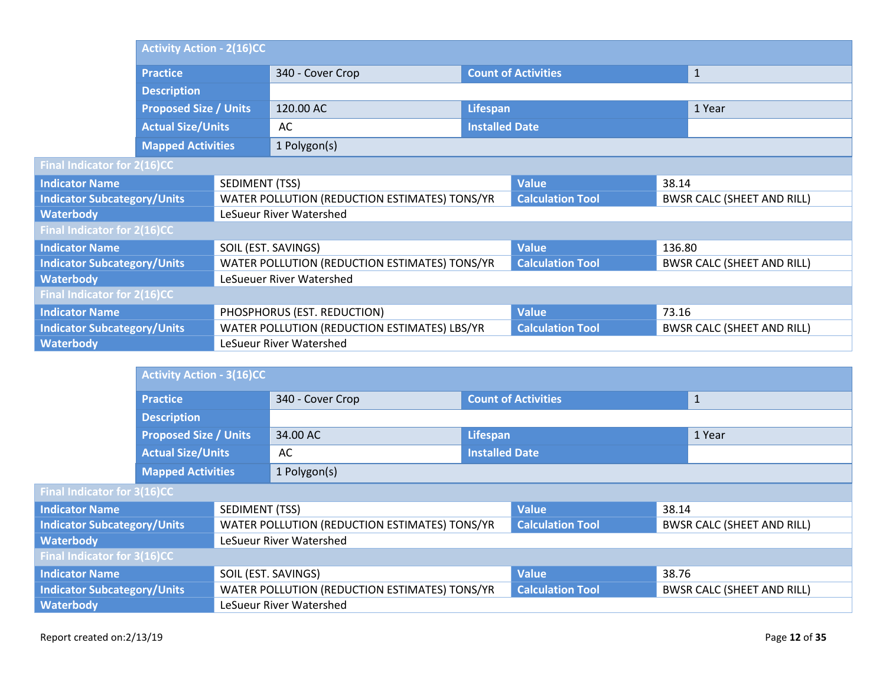| Activity Action - 2(16)CC | | | |
|---|---|---|---|
| Practice | 340 - Cover Crop | Count of Activities | 1 |
| Description | | | |
| Proposed Size / Units | 120.00 AC | Lifespan | 1 Year |
| Actual Size/Units | AC | Installed Date | |
| Mapped Activities | 1 Polygon(s) | | |

| Final Indicator for 2(16)CC | | | |
|---|---|---|---|
| Indicator Name | SEDIMENT (TSS) | Value | 38.14 |
| Indicator Subcategory/Units | WATER POLLUTION (REDUCTION ESTIMATES) TONS/YR | Calculation Tool | BWSR CALC (SHEET AND RILL) |
| Waterbody | LeSueur River Watershed | | |

| Final Indicator for 2(16)CC | | | |
|---|---|---|---|
| Indicator Name | SOIL (EST. SAVINGS) | Value | 136.80 |
| Indicator Subcategory/Units | WATER POLLUTION (REDUCTION ESTIMATES) TONS/YR | Calculation Tool | BWSR CALC (SHEET AND RILL) |
| Waterbody | LeSueuer River Watershed | | |

| Final Indicator for 2(16)CC | | | |
|---|---|---|---|
| Indicator Name | PHOSPHORUS (EST. REDUCTION) | Value | 73.16 |
| Indicator Subcategory/Units | WATER POLLUTION (REDUCTION ESTIMATES) LBS/YR | Calculation Tool | BWSR CALC (SHEET AND RILL) |
| Waterbody | LeSueur River Watershed | | |

| Activity Action - 3(16)CC | | | |
|---|---|---|---|
| Practice | 340 - Cover Crop | Count of Activities | 1 |
| Description | | | |
| Proposed Size / Units | 34.00 AC | Lifespan | 1 Year |
| Actual Size/Units | AC | Installed Date | |
| Mapped Activities | 1 Polygon(s) | | |

| Final Indicator for 3(16)CC | | | |
|---|---|---|---|
| Indicator Name | SEDIMENT (TSS) | Value | 38.14 |
| Indicator Subcategory/Units | WATER POLLUTION (REDUCTION ESTIMATES) TONS/YR | Calculation Tool | BWSR CALC (SHEET AND RILL) |
| Waterbody | LeSueur River Watershed | | |

| Final Indicator for 3(16)CC | | | |
|---|---|---|---|
| Indicator Name | SOIL (EST. SAVINGS) | Value | 38.76 |
| Indicator Subcategory/Units | WATER POLLUTION (REDUCTION ESTIMATES) TONS/YR | Calculation Tool | BWSR CALC (SHEET AND RILL) |
| Waterbody | LeSueur River Watershed | | |

Report created on:2/13/19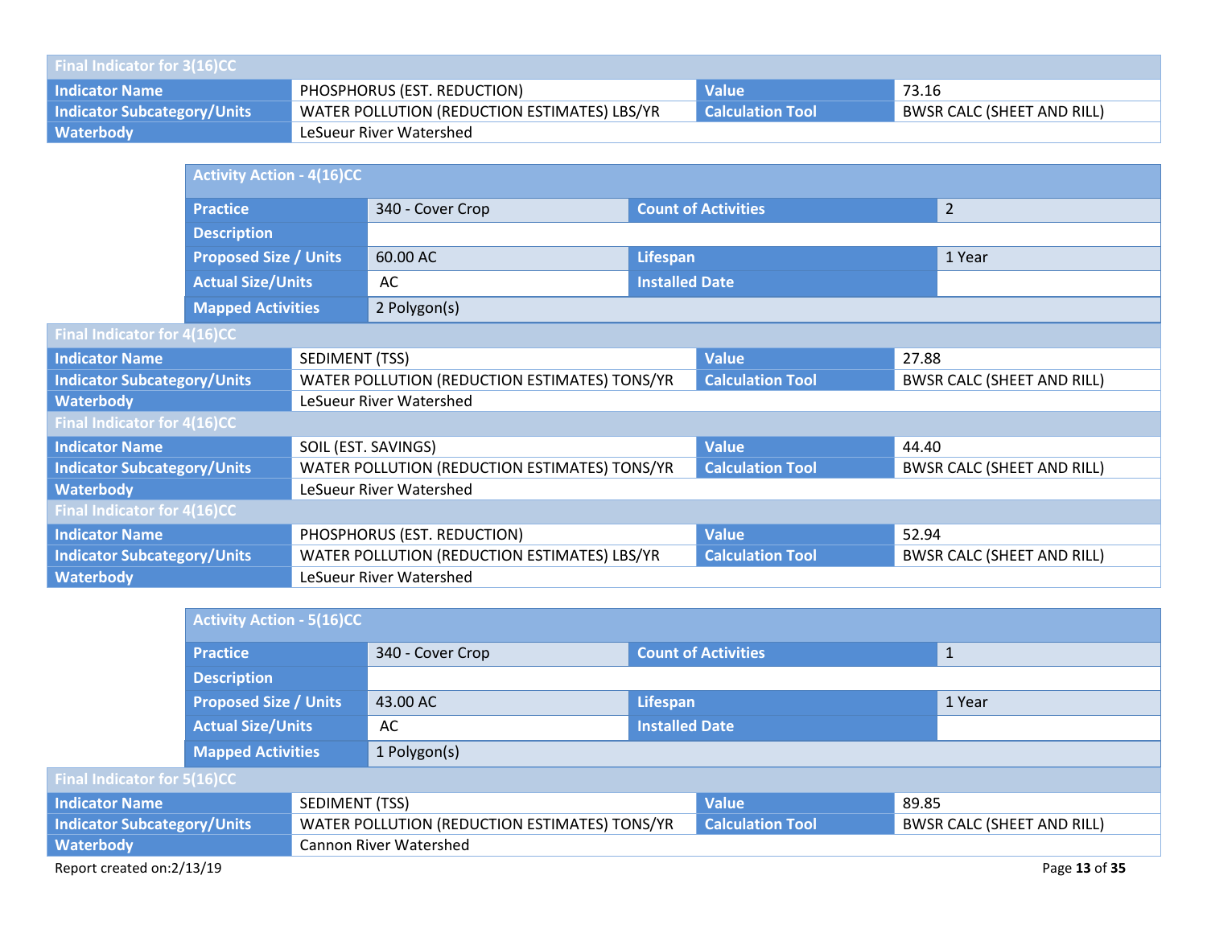| Final Indicator for 3(16)CC | | | |
|---|---|---|---|
| **Indicator Name** | PHOSPHORUS (EST. REDUCTION) | **Value** | 73.16 |
| **Indicator Subcategory/Units** | WATER POLLUTION (REDUCTION ESTIMATES) LBS/YR | **Calculation Tool** | BWSR CALC (SHEET AND RILL) |
| **Waterbody** | LeSueur River Watershed | | |

| Activity Action - 4(16)CC | | | |
|---|---|---|---|
| **Practice** | 340 - Cover Crop | **Count of Activities** | 2 |
| **Description** | | | |
| **Proposed Size / Units** | 60.00 AC | **Lifespan** | 1 Year |
| **Actual Size/Units** | AC | **Installed Date** | |
| **Mapped Activities** | 2 Polygon(s) | | |

| Final Indicator for 4(16)CC | | | |
|---|---|---|---|
| **Indicator Name** | SEDIMENT (TSS) | **Value** | 27.88 |
| **Indicator Subcategory/Units** | WATER POLLUTION (REDUCTION ESTIMATES) TONS/YR | **Calculation Tool** | BWSR CALC (SHEET AND RILL) |
| **Waterbody** | LeSueur River Watershed | | |

| Final Indicator for 4(16)CC | | | |
|---|---|---|---|
| **Indicator Name** | SOIL (EST. SAVINGS) | **Value** | 44.40 |
| **Indicator Subcategory/Units** | WATER POLLUTION (REDUCTION ESTIMATES) TONS/YR | **Calculation Tool** | BWSR CALC (SHEET AND RILL) |
| **Waterbody** | LeSueur River Watershed | | |

| Final Indicator for 4(16)CC | | | |
|---|---|---|---|
| **Indicator Name** | PHOSPHORUS (EST. REDUCTION) | **Value** | 52.94 |
| **Indicator Subcategory/Units** | WATER POLLUTION (REDUCTION ESTIMATES) LBS/YR | **Calculation Tool** | BWSR CALC (SHEET AND RILL) |
| **Waterbody** | LeSueur River Watershed | | |

| Activity Action - 5(16)CC | | | |
|---|---|---|---|
| **Practice** | 340 - Cover Crop | **Count of Activities** | 1 |
| **Description** | | | |
| **Proposed Size / Units** | 43.00 AC | **Lifespan** | 1 Year |
| **Actual Size/Units** | AC | **Installed Date** | |
| **Mapped Activities** | 1 Polygon(s) | | |

| Final Indicator for 5(16)CC | | | |
|---|---|---|---|
| **Indicator Name** | SEDIMENT (TSS) | **Value** | 89.85 |
| **Indicator Subcategory/Units** | WATER POLLUTION (REDUCTION ESTIMATES) TONS/YR | **Calculation Tool** | BWSR CALC (SHEET AND RILL) |
| **Waterbody** | Cannon River Watershed | | |

Report created on:2/13/19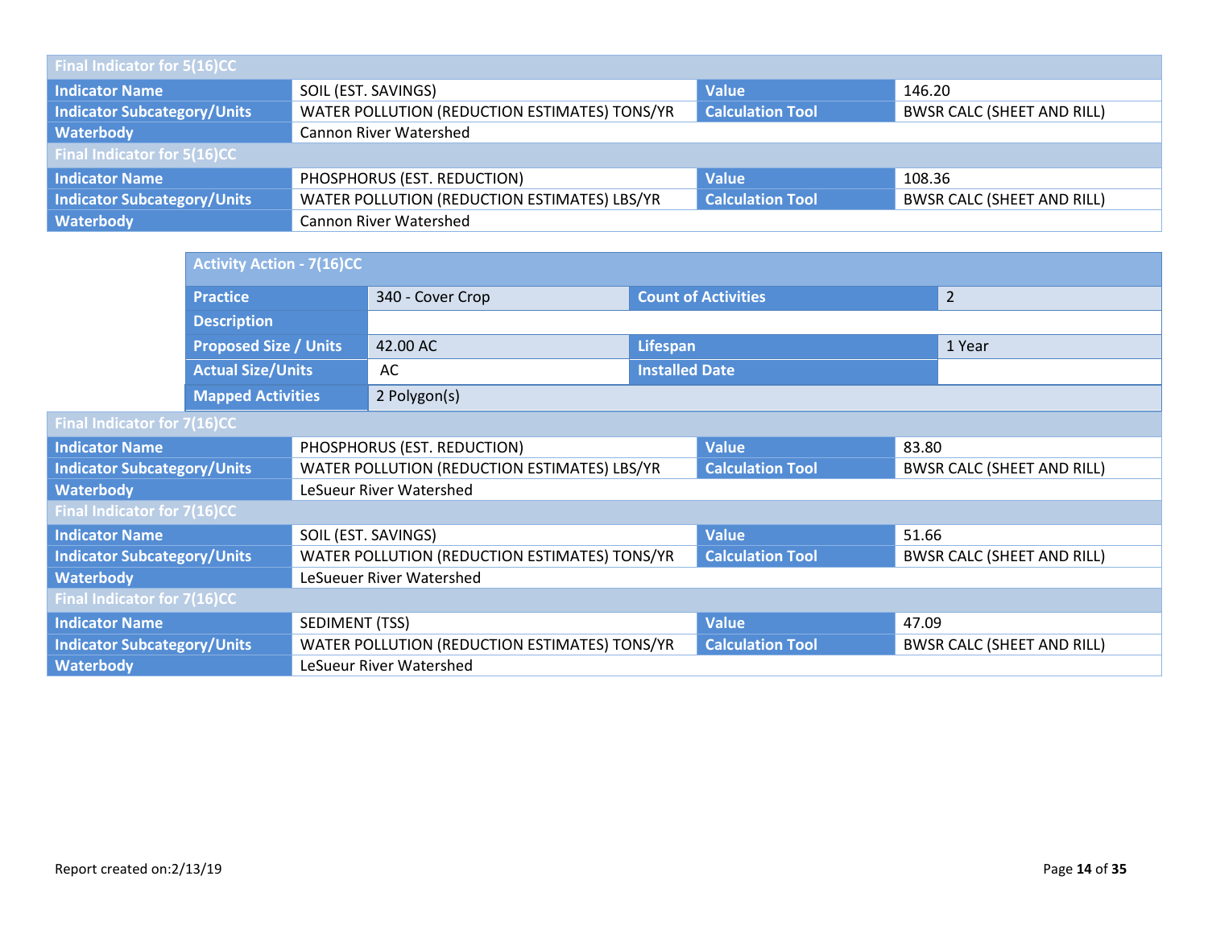| Final Indicator for 5(16)CC | | | |
|---|---|---|---|
| **Indicator Name** | SOIL (EST. SAVINGS) | **Value** | 146.20 |
| **Indicator Subcategory/Units** | WATER POLLUTION (REDUCTION ESTIMATES) TONS/YR | **Calculation Tool** | BWSR CALC (SHEET AND RILL) |
| **Waterbody** | Cannon River Watershed | | |

| Final Indicator for 5(16)CC | | | |
|---|---|---|---|
| **Indicator Name** | PHOSPHORUS (EST. REDUCTION) | **Value** | 108.36 |
| **Indicator Subcategory/Units** | WATER POLLUTION (REDUCTION ESTIMATES) LBS/YR | **Calculation Tool** | BWSR CALC (SHEET AND RILL) |
| **Waterbody** | Cannon River Watershed | | |

| Activity Action - 7(16)CC | | | |
|---|---|---|---|
| **Practice** | 340 - Cover Crop | **Count of Activities** | 2 |
| **Description** | | | |
| **Proposed Size / Units** | 42.00 AC | **Lifespan** | 1 Year |
| **Actual Size/Units** | AC | **Installed Date** | |
| **Mapped Activities** | 2 Polygon(s) | | |

| Final Indicator for 7(16)CC | | | |
|---|---|---|---|
| **Indicator Name** | PHOSPHORUS (EST. REDUCTION) | **Value** | 83.80 |
| **Indicator Subcategory/Units** | WATER POLLUTION (REDUCTION ESTIMATES) LBS/YR | **Calculation Tool** | BWSR CALC (SHEET AND RILL) |
| **Waterbody** | LeSueur River Watershed | | |

| Final Indicator for 7(16)CC | | | |
|---|---|---|---|
| **Indicator Name** | SOIL (EST. SAVINGS) | **Value** | 51.66 |
| **Indicator Subcategory/Units** | WATER POLLUTION (REDUCTION ESTIMATES) TONS/YR | **Calculation Tool** | BWSR CALC (SHEET AND RILL) |
| **Waterbody** | LeSueuer River Watershed | | |

| Final Indicator for 7(16)CC | | | |
|---|---|---|---|
| **Indicator Name** | SEDIMENT (TSS) | **Value** | 47.09 |
| **Indicator Subcategory/Units** | WATER POLLUTION (REDUCTION ESTIMATES) TONS/YR | **Calculation Tool** | BWSR CALC (SHEET AND RILL) |
| **Waterbody** | LeSueur River Watershed | | |

Report created on:2/13/19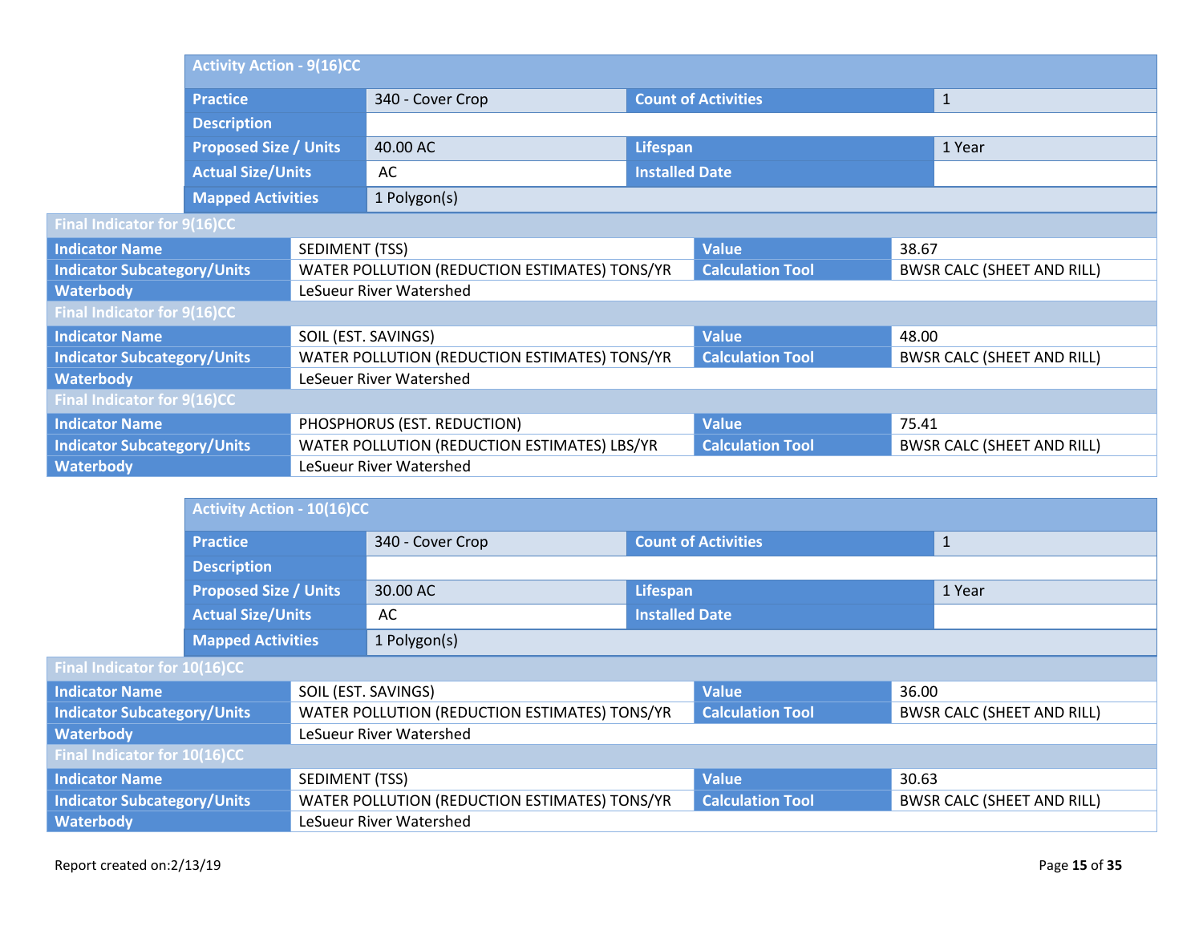| Activity Action - 9(16)CC | | | |
|---|---|---|---|
| Practice | 340 - Cover Crop | Count of Activities | 1 |
| Description | | | |
| Proposed Size / Units | 40.00 AC | Lifespan | 1 Year |
| Actual Size/Units | AC | Installed Date | |
| Mapped Activities | 1 Polygon(s) | | |

| Final Indicator for 9(16)CC | | | |
|---|---|---|---|
| Indicator Name | SEDIMENT (TSS) | Value | 38.67 |
| Indicator Subcategory/Units | WATER POLLUTION (REDUCTION ESTIMATES) TONS/YR | Calculation Tool | BWSR CALC (SHEET AND RILL) |
| Waterbody | LeSueur River Watershed | | |

| Final Indicator for 9(16)CC | | | |
|---|---|---|---|
| Indicator Name | SOIL (EST. SAVINGS) | Value | 48.00 |
| Indicator Subcategory/Units | WATER POLLUTION (REDUCTION ESTIMATES) TONS/YR | Calculation Tool | BWSR CALC (SHEET AND RILL) |
| Waterbody | LeSeuer River Watershed | | |

| Final Indicator for 9(16)CC | | | |
|---|---|---|---|
| Indicator Name | PHOSPHORUS (EST. REDUCTION) | Value | 75.41 |
| Indicator Subcategory/Units | WATER POLLUTION (REDUCTION ESTIMATES) LBS/YR | Calculation Tool | BWSR CALC (SHEET AND RILL) |
| Waterbody | LeSueur River Watershed | | |

| Activity Action - 10(16)CC | | | |
|---|---|---|---|
| Practice | 340 - Cover Crop | Count of Activities | 1 |
| Description | | | |
| Proposed Size / Units | 30.00 AC | Lifespan | 1 Year |
| Actual Size/Units | AC | Installed Date | |
| Mapped Activities | 1 Polygon(s) | | |

| Final Indicator for 10(16)CC | | | |
|---|---|---|---|
| Indicator Name | SOIL (EST. SAVINGS) | Value | 36.00 |
| Indicator Subcategory/Units | WATER POLLUTION (REDUCTION ESTIMATES) TONS/YR | Calculation Tool | BWSR CALC (SHEET AND RILL) |
| Waterbody | LeSueur River Watershed | | |

| Final Indicator for 10(16)CC | | | |
|---|---|---|---|
| Indicator Name | SEDIMENT (TSS) | Value | 30.63 |
| Indicator Subcategory/Units | WATER POLLUTION (REDUCTION ESTIMATES) TONS/YR | Calculation Tool | BWSR CALC (SHEET AND RILL) |
| Waterbody | LeSueur River Watershed | | |

Report created on:2/13/19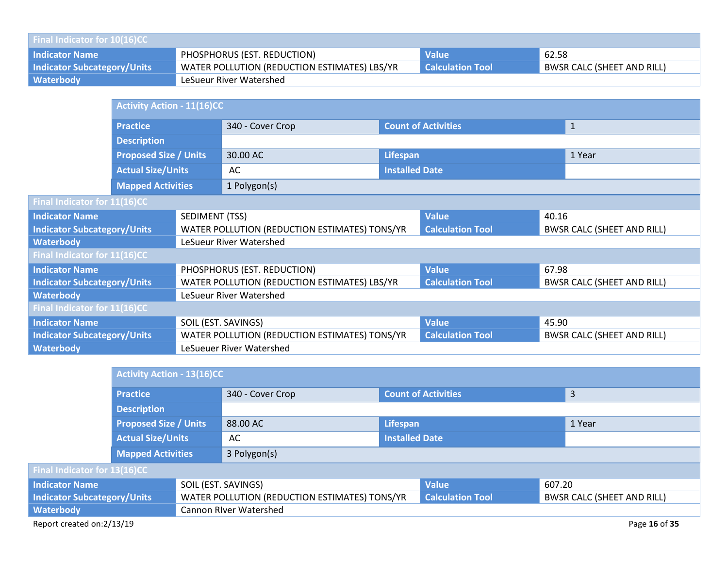| Final Indicator for 10(16)CC | | | |
|---|---|---|---|
| Indicator Name | PHOSPHORUS (EST. REDUCTION) | Value | 62.58 |
| Indicator Subcategory/Units | WATER POLLUTION (REDUCTION ESTIMATES) LBS/YR | Calculation Tool | BWSR CALC (SHEET AND RILL) |
| Waterbody | LeSueur River Watershed | | |

| Activity Action - 11(16)CC | | | |
|---|---|---|---|
| Practice | 340 - Cover Crop | Count of Activities | 1 |
| Description | | | |
| Proposed Size / Units | 30.00 AC | Lifespan | 1 Year |
| Actual Size/Units | AC | Installed Date | |
| Mapped Activities | 1 Polygon(s) | | |

| Final Indicator for 11(16)CC | | | |
|---|---|---|---|
| Indicator Name | SEDIMENT (TSS) | Value | 40.16 |
| Indicator Subcategory/Units | WATER POLLUTION (REDUCTION ESTIMATES) TONS/YR | Calculation Tool | BWSR CALC (SHEET AND RILL) |
| Waterbody | LeSueur River Watershed | | |

| Final Indicator for 11(16)CC | | | |
|---|---|---|---|
| Indicator Name | PHOSPHORUS (EST. REDUCTION) | Value | 67.98 |
| Indicator Subcategory/Units | WATER POLLUTION (REDUCTION ESTIMATES) LBS/YR | Calculation Tool | BWSR CALC (SHEET AND RILL) |
| Waterbody | LeSueur River Watershed | | |

| Final Indicator for 11(16)CC | | | |
|---|---|---|---|
| Indicator Name | SOIL (EST. SAVINGS) | Value | 45.90 |
| Indicator Subcategory/Units | WATER POLLUTION (REDUCTION ESTIMATES) TONS/YR | Calculation Tool | BWSR CALC (SHEET AND RILL) |
| Waterbody | LeSueuer River Watershed | | |

| Activity Action - 13(16)CC | | | |
|---|---|---|---|
| Practice | 340 - Cover Crop | Count of Activities | 3 |
| Description | | | |
| Proposed Size / Units | 88.00 AC | Lifespan | 1 Year |
| Actual Size/Units | AC | Installed Date | |
| Mapped Activities | 3 Polygon(s) | | |

| Final Indicator for 13(16)CC | | | |
|---|---|---|---|
| Indicator Name | SOIL (EST. SAVINGS) | Value | 607.20 |
| Indicator Subcategory/Units | WATER POLLUTION (REDUCTION ESTIMATES) TONS/YR | Calculation Tool | BWSR CALC (SHEET AND RILL) |
| Waterbody | Cannon RIver Watershed | | |

Report created on:2/13/19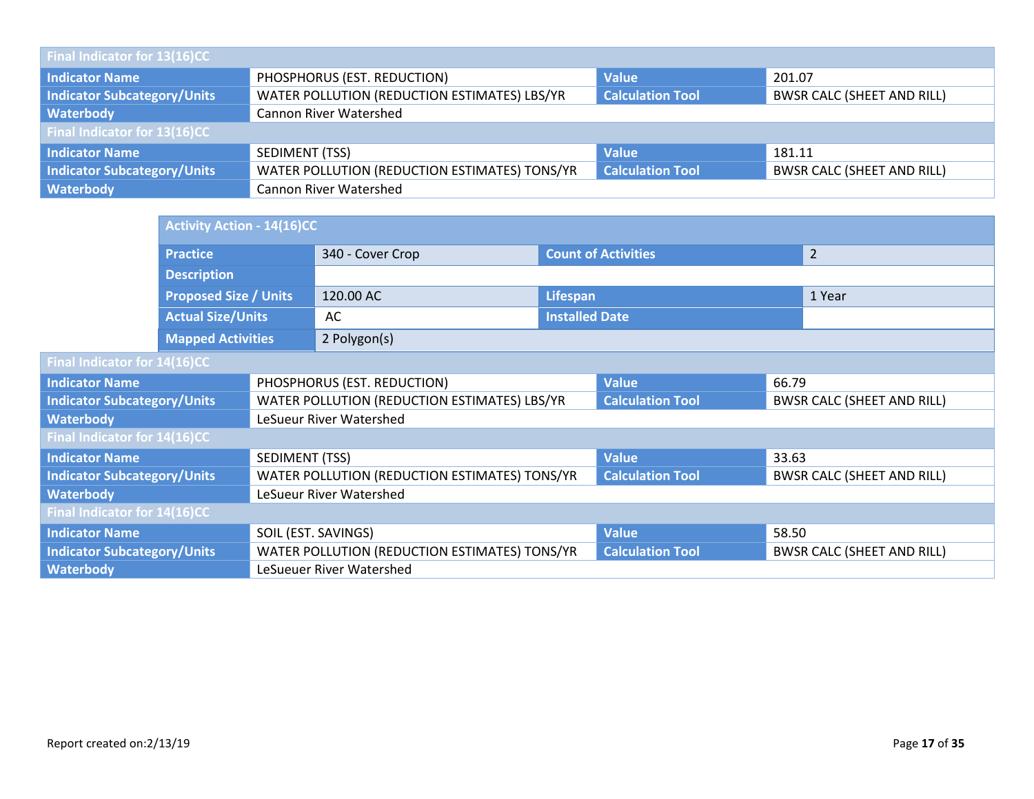| Final Indicator for 13(16)CC | | | |
|---|---|---|---|
| **Indicator Name** | PHOSPHORUS (EST. REDUCTION) | **Value** | 201.07 |
| **Indicator Subcategory/Units** | WATER POLLUTION (REDUCTION ESTIMATES) LBS/YR | **Calculation Tool** | BWSR CALC (SHEET AND RILL) |
| **Waterbody** | Cannon River Watershed | | |

| Final Indicator for 13(16)CC | | | |
|---|---|---|---|
| **Indicator Name** | SEDIMENT (TSS) | **Value** | 181.11 |
| **Indicator Subcategory/Units** | WATER POLLUTION (REDUCTION ESTIMATES) TONS/YR | **Calculation Tool** | BWSR CALC (SHEET AND RILL) |
| **Waterbody** | Cannon River Watershed | | |

| Activity Action - 14(16)CC | | | |
|---|---|---|---|
| **Practice** | 340 - Cover Crop | **Count of Activities** | 2 |
| **Description** | | | |
| **Proposed Size / Units** | 120.00 AC | **Lifespan** | 1 Year |
| **Actual Size/Units** | AC | **Installed Date** | |
| **Mapped Activities** | 2 Polygon(s) | | |

| Final Indicator for 14(16)CC | | | |
|---|---|---|---|
| **Indicator Name** | PHOSPHORUS (EST. REDUCTION) | **Value** | 66.79 |
| **Indicator Subcategory/Units** | WATER POLLUTION (REDUCTION ESTIMATES) LBS/YR | **Calculation Tool** | BWSR CALC (SHEET AND RILL) |
| **Waterbody** | LeSueur River Watershed | | |

| Final Indicator for 14(16)CC | | | |
|---|---|---|---|
| **Indicator Name** | SEDIMENT (TSS) | **Value** | 33.63 |
| **Indicator Subcategory/Units** | WATER POLLUTION (REDUCTION ESTIMATES) TONS/YR | **Calculation Tool** | BWSR CALC (SHEET AND RILL) |
| **Waterbody** | LeSueur River Watershed | | |

| Final Indicator for 14(16)CC | | | |
|---|---|---|---|
| **Indicator Name** | SOIL (EST. SAVINGS) | **Value** | 58.50 |
| **Indicator Subcategory/Units** | WATER POLLUTION (REDUCTION ESTIMATES) TONS/YR | **Calculation Tool** | BWSR CALC (SHEET AND RILL) |
| **Waterbody** | LeSueuer River Watershed | | |

Report created on:2/13/19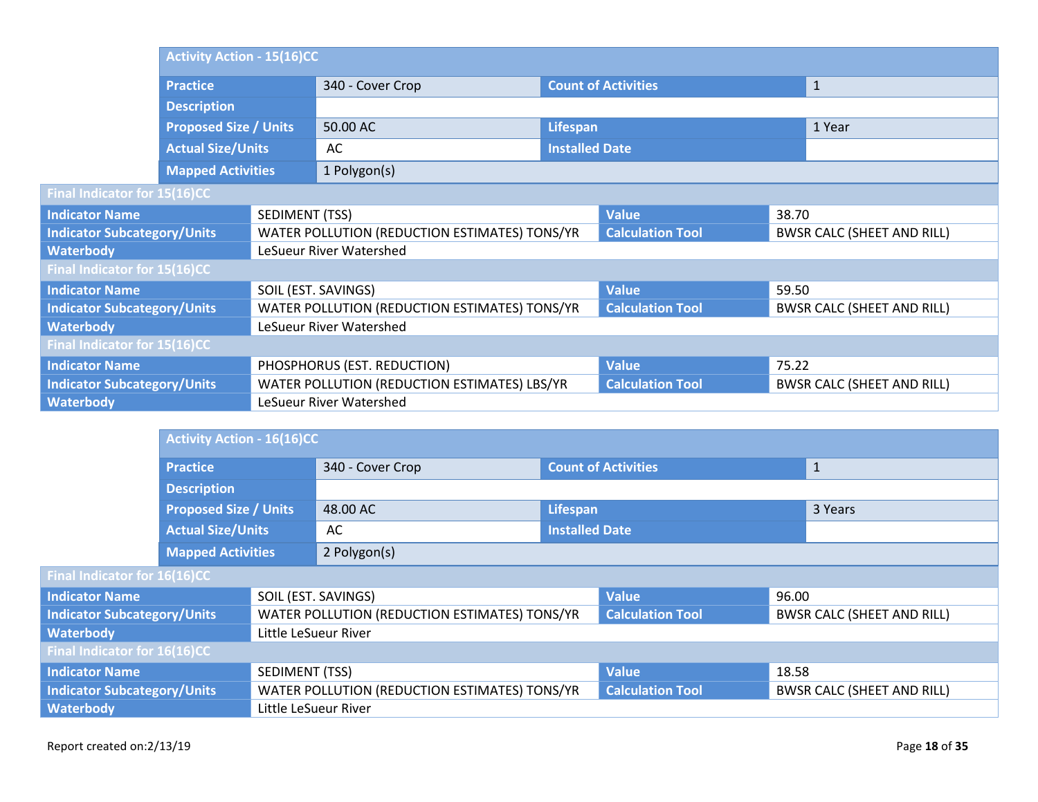| Activity Action - 15(16)CC | | | |
|---|---|---|---|
| Practice | 340 - Cover Crop | Count of Activities | 1 |
| Description | | | |
| Proposed Size / Units | 50.00 AC | Lifespan | 1 Year |
| Actual Size/Units | AC | Installed Date | |
| Mapped Activities | 1 Polygon(s) | | |

| Final Indicator for 15(16)CC | | | |
|---|---|---|---|
| Indicator Name | SEDIMENT (TSS) | Value | 38.70 |
| Indicator Subcategory/Units | WATER POLLUTION (REDUCTION ESTIMATES) TONS/YR | Calculation Tool | BWSR CALC (SHEET AND RILL) |
| Waterbody | LeSueur River Watershed | | |

| Final Indicator for 15(16)CC | | | |
|---|---|---|---|
| Indicator Name | SOIL (EST. SAVINGS) | Value | 59.50 |
| Indicator Subcategory/Units | WATER POLLUTION (REDUCTION ESTIMATES) TONS/YR | Calculation Tool | BWSR CALC (SHEET AND RILL) |
| Waterbody | LeSueur River Watershed | | |

| Final Indicator for 15(16)CC | | | |
|---|---|---|---|
| Indicator Name | PHOSPHORUS (EST. REDUCTION) | Value | 75.22 |
| Indicator Subcategory/Units | WATER POLLUTION (REDUCTION ESTIMATES) LBS/YR | Calculation Tool | BWSR CALC (SHEET AND RILL) |
| Waterbody | LeSueur River Watershed | | |

| Activity Action - 16(16)CC | | | |
|---|---|---|---|
| Practice | 340 - Cover Crop | Count of Activities | 1 |
| Description | | | |
| Proposed Size / Units | 48.00 AC | Lifespan | 3 Years |
| Actual Size/Units | AC | Installed Date | |
| Mapped Activities | 2 Polygon(s) | | |

| Final Indicator for 16(16)CC | | | |
|---|---|---|---|
| Indicator Name | SOIL (EST. SAVINGS) | Value | 96.00 |
| Indicator Subcategory/Units | WATER POLLUTION (REDUCTION ESTIMATES) TONS/YR | Calculation Tool | BWSR CALC (SHEET AND RILL) |
| Waterbody | Little LeSueur River | | |

| Final Indicator for 16(16)CC | | | |
|---|---|---|---|
| Indicator Name | SEDIMENT (TSS) | Value | 18.58 |
| Indicator Subcategory/Units | WATER POLLUTION (REDUCTION ESTIMATES) TONS/YR | Calculation Tool | BWSR CALC (SHEET AND RILL) |
| Waterbody | Little LeSueur River | | |

Report created on:2/13/19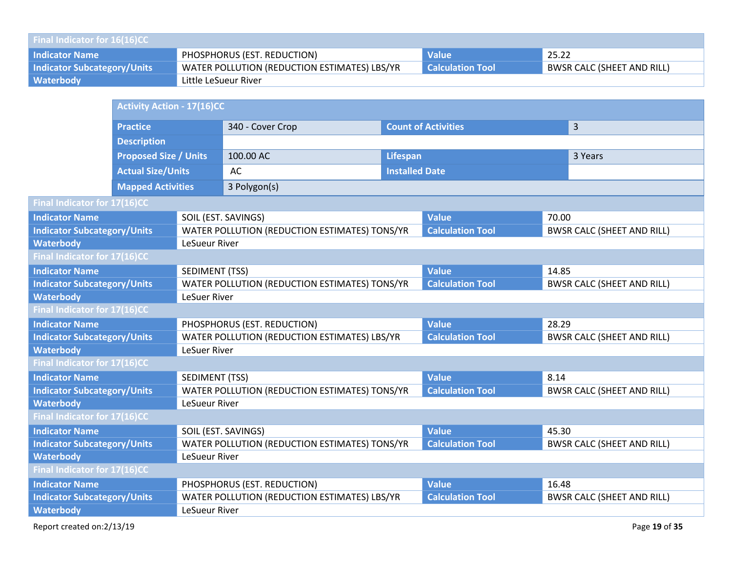| Final Indicator for 16(16)CC | | | |
|---|---|---|---|
| Indicator Name | PHOSPHORUS (EST. REDUCTION) | Value | 25.22 |
| Indicator Subcategory/Units | WATER POLLUTION (REDUCTION ESTIMATES) LBS/YR | Calculation Tool | BWSR CALC (SHEET AND RILL) |
| Waterbody | Little LeSueur River | | |

| Activity Action - 17(16)CC | | | |
|---|---|---|---|
| Practice | 340 - Cover Crop | Count of Activities | 3 |
| Description | | | |
| Proposed Size / Units | 100.00 AC | Lifespan | 3 Years |
| Actual Size/Units | AC | Installed Date | |
| Mapped Activities | 3 Polygon(s) | | |

| Final Indicator for 17(16)CC | | | |
|---|---|---|---|
| Indicator Name | SOIL (EST. SAVINGS) | Value | 70.00 |
| Indicator Subcategory/Units | WATER POLLUTION (REDUCTION ESTIMATES) TONS/YR | Calculation Tool | BWSR CALC (SHEET AND RILL) |
| Waterbody | LeSueur River | | |

| Final Indicator for 17(16)CC | | | |
|---|---|---|---|
| Indicator Name | SEDIMENT (TSS) | Value | 14.85 |
| Indicator Subcategory/Units | WATER POLLUTION (REDUCTION ESTIMATES) TONS/YR | Calculation Tool | BWSR CALC (SHEET AND RILL) |
| Waterbody | LeSuer River | | |

| Final Indicator for 17(16)CC | | | |
|---|---|---|---|
| Indicator Name | PHOSPHORUS (EST. REDUCTION) | Value | 28.29 |
| Indicator Subcategory/Units | WATER POLLUTION (REDUCTION ESTIMATES) LBS/YR | Calculation Tool | BWSR CALC (SHEET AND RILL) |
| Waterbody | LeSuer River | | |

| Final Indicator for 17(16)CC | | | |
|---|---|---|---|
| Indicator Name | SEDIMENT (TSS) | Value | 8.14 |
| Indicator Subcategory/Units | WATER POLLUTION (REDUCTION ESTIMATES) TONS/YR | Calculation Tool | BWSR CALC (SHEET AND RILL) |
| Waterbody | LeSueur River | | |

| Final Indicator for 17(16)CC | | | |
|---|---|---|---|
| Indicator Name | SOIL (EST. SAVINGS) | Value | 45.30 |
| Indicator Subcategory/Units | WATER POLLUTION (REDUCTION ESTIMATES) TONS/YR | Calculation Tool | BWSR CALC (SHEET AND RILL) |
| Waterbody | LeSueur River | | |

| Final Indicator for 17(16)CC | | | |
|---|---|---|---|
| Indicator Name | PHOSPHORUS (EST. REDUCTION) | Value | 16.48 |
| Indicator Subcategory/Units | WATER POLLUTION (REDUCTION ESTIMATES) LBS/YR | Calculation Tool | BWSR CALC (SHEET AND RILL) |
| Waterbody | LeSueur River | | |

Report created on:2/13/19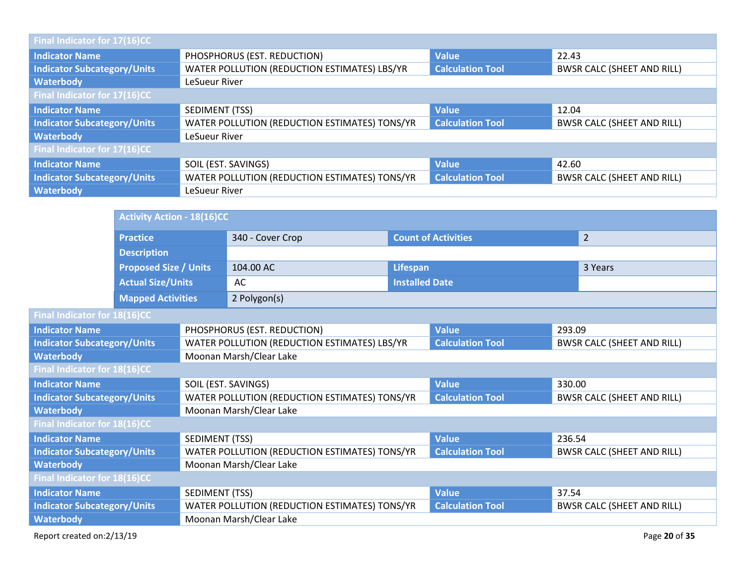| Final Indicator for 17(16)CC | | | |
|---|---|---|---|
| Indicator Name | PHOSPHORUS (EST. REDUCTION) | Value | 22.43 |
| Indicator Subcategory/Units | WATER POLLUTION (REDUCTION ESTIMATES) LBS/YR | Calculation Tool | BWSR CALC (SHEET AND RILL) |
| Waterbody | LeSueur River | | |

| Final Indicator for 17(16)CC | | | |
|---|---|---|---|
| Indicator Name | SEDIMENT (TSS) | Value | 12.04 |
| Indicator Subcategory/Units | WATER POLLUTION (REDUCTION ESTIMATES) TONS/YR | Calculation Tool | BWSR CALC (SHEET AND RILL) |
| Waterbody | LeSueur River | | |

| Final Indicator for 17(16)CC | | | |
|---|---|---|---|
| Indicator Name | SOIL (EST. SAVINGS) | Value | 42.60 |
| Indicator Subcategory/Units | WATER POLLUTION (REDUCTION ESTIMATES) TONS/YR | Calculation Tool | BWSR CALC (SHEET AND RILL) |
| Waterbody | LeSueur River | | |

| Activity Action - 18(16)CC | | | |
|---|---|---|---|
| Practice | 340 - Cover Crop | Count of Activities | 2 |
| Description | | | |
| Proposed Size / Units | 104.00 AC | Lifespan | 3 Years |
| Actual Size/Units | AC | Installed Date | |
| Mapped Activities | 2 Polygon(s) | | |

| Final Indicator for 18(16)CC | | | |
|---|---|---|---|
| Indicator Name | PHOSPHORUS (EST. REDUCTION) | Value | 293.09 |
| Indicator Subcategory/Units | WATER POLLUTION (REDUCTION ESTIMATES) LBS/YR | Calculation Tool | BWSR CALC (SHEET AND RILL) |
| Waterbody | Moonan Marsh/Clear Lake | | |

| Final Indicator for 18(16)CC | | | |
|---|---|---|---|
| Indicator Name | SOIL (EST. SAVINGS) | Value | 330.00 |
| Indicator Subcategory/Units | WATER POLLUTION (REDUCTION ESTIMATES) TONS/YR | Calculation Tool | BWSR CALC (SHEET AND RILL) |
| Waterbody | Moonan Marsh/Clear Lake | | |

| Final Indicator for 18(16)CC | | | |
|---|---|---|---|
| Indicator Name | SEDIMENT (TSS) | Value | 236.54 |
| Indicator Subcategory/Units | WATER POLLUTION (REDUCTION ESTIMATES) TONS/YR | Calculation Tool | BWSR CALC (SHEET AND RILL) |
| Waterbody | Moonan Marsh/Clear Lake | | |

| Final Indicator for 18(16)CC | | | |
|---|---|---|---|
| Indicator Name | SEDIMENT (TSS) | Value | 37.54 |
| Indicator Subcategory/Units | WATER POLLUTION (REDUCTION ESTIMATES) TONS/YR | Calculation Tool | BWSR CALC (SHEET AND RILL) |
| Waterbody | Moonan Marsh/Clear Lake | | |

Report created on:2/13/19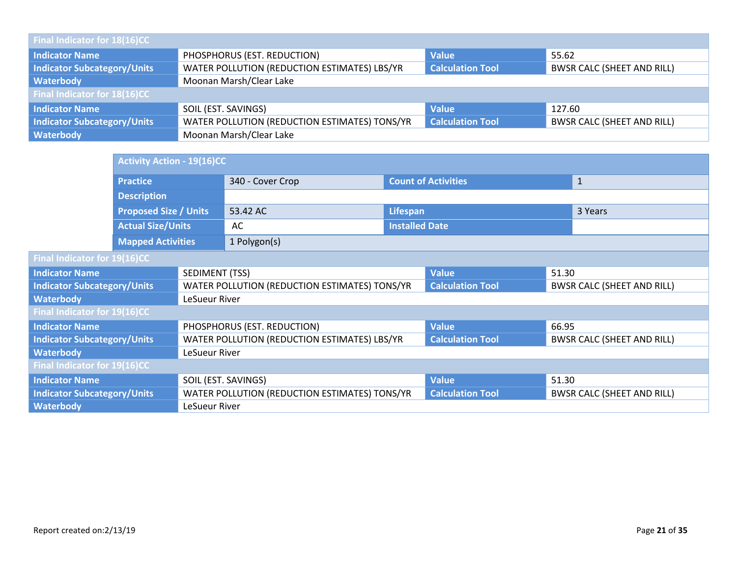| Final Indicator for 18(16)CC | | | |
|---|---|---|---|
| **Indicator Name** | PHOSPHORUS (EST. REDUCTION) | **Value** | 55.62 |
| **Indicator Subcategory/Units** | WATER POLLUTION (REDUCTION ESTIMATES) LBS/YR | **Calculation Tool** | BWSR CALC (SHEET AND RILL) |
| **Waterbody** | Moonan Marsh/Clear Lake | | |

| Final Indicator for 18(16)CC | | | |
|---|---|---|---|
| **Indicator Name** | SOIL (EST. SAVINGS) | **Value** | 127.60 |
| **Indicator Subcategory/Units** | WATER POLLUTION (REDUCTION ESTIMATES) TONS/YR | **Calculation Tool** | BWSR CALC (SHEET AND RILL) |
| **Waterbody** | Moonan Marsh/Clear Lake | | |

| Activity Action - 19(16)CC | | | |
|---|---|---|---|
| **Practice** | 340 - Cover Crop | **Count of Activities** | 1 |
| **Description** | | | |
| **Proposed Size / Units** | 53.42 AC | **Lifespan** | 3 Years |
| **Actual Size/Units** | AC | **Installed Date** | |
| **Mapped Activities** | 1 Polygon(s) | | |

| Final Indicator for 19(16)CC | | | |
|---|---|---|---|
| **Indicator Name** | SEDIMENT (TSS) | **Value** | 51.30 |
| **Indicator Subcategory/Units** | WATER POLLUTION (REDUCTION ESTIMATES) TONS/YR | **Calculation Tool** | BWSR CALC (SHEET AND RILL) |
| **Waterbody** | LeSueur River | | |

| Final Indicator for 19(16)CC | | | |
|---|---|---|---|
| **Indicator Name** | PHOSPHORUS (EST. REDUCTION) | **Value** | 66.95 |
| **Indicator Subcategory/Units** | WATER POLLUTION (REDUCTION ESTIMATES) LBS/YR | **Calculation Tool** | BWSR CALC (SHEET AND RILL) |
| **Waterbody** | LeSueur River | | |

| Final Indicator for 19(16)CC | | | |
|---|---|---|---|
| **Indicator Name** | SOIL (EST. SAVINGS) | **Value** | 51.30 |
| **Indicator Subcategory/Units** | WATER POLLUTION (REDUCTION ESTIMATES) TONS/YR | **Calculation Tool** | BWSR CALC (SHEET AND RILL) |
| **Waterbody** | LeSueur River | | |

Report created on:2/13/19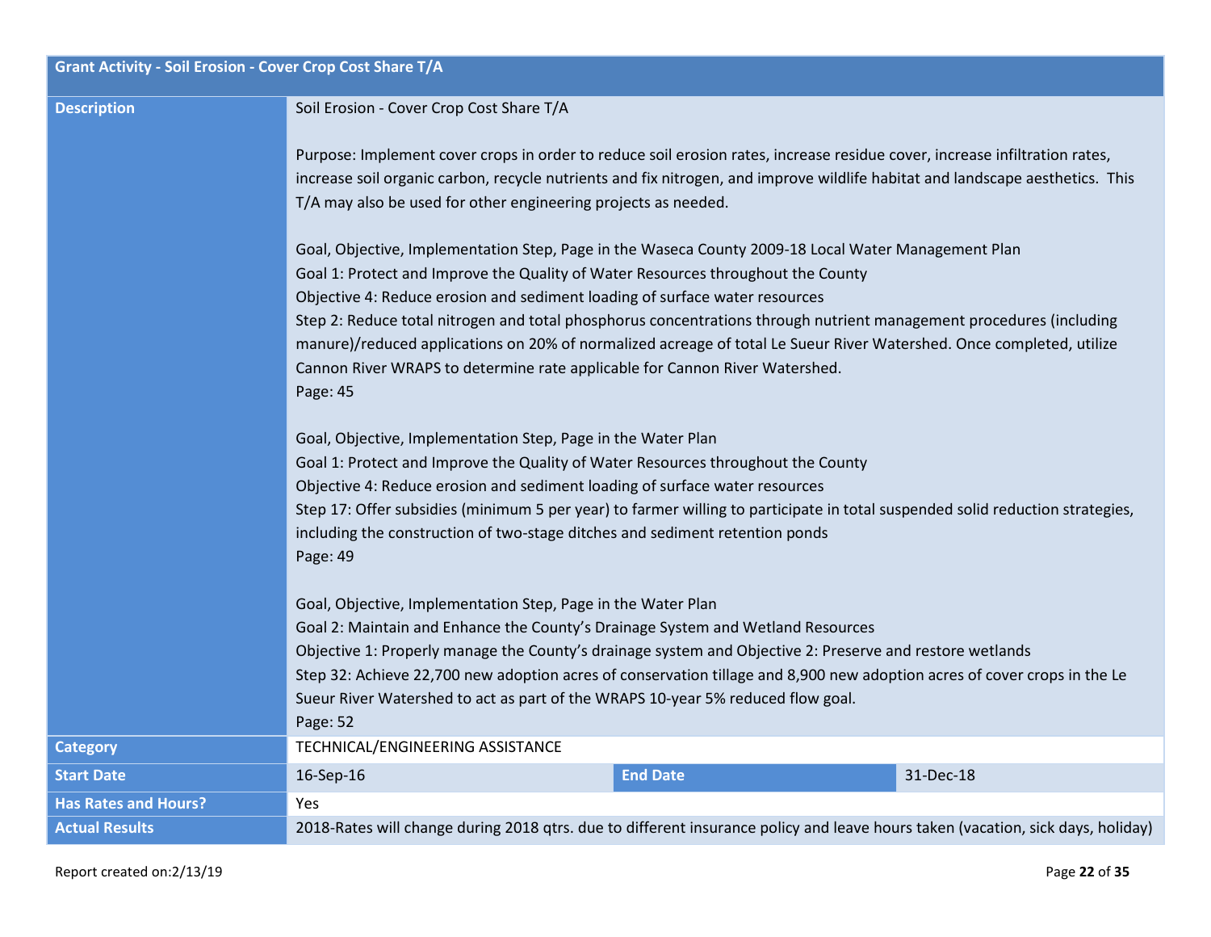| Grant Activity - Soil Erosion - Cover Crop Cost Share T/A | | | |
|---|---|---|---|
| **Description** | Soil Erosion - Cover Crop Cost Share T/A<br><br>Purpose: Implement cover crops in order to reduce soil erosion rates, increase residue cover, increase infiltration rates, increase soil organic carbon, recycle nutrients and fix nitrogen, and improve wildlife habitat and landscape aesthetics. This T/A may also be used for other engineering projects as needed.<br><br>Goal, Objective, Implementation Step, Page in the Waseca County 2009-18 Local Water Management Plan<br>Goal 1: Protect and Improve the Quality of Water Resources throughout the County<br>Objective 4: Reduce erosion and sediment loading of surface water resources<br>Step 2: Reduce total nitrogen and total phosphorus concentrations through nutrient management procedures (including manure)/reduced applications on 20% of normalized acreage of total Le Sueur River Watershed. Once completed, utilize Cannon River WRAPS to determine rate applicable for Cannon River Watershed.<br>Page: 45<br><br>Goal, Objective, Implementation Step, Page in the Water Plan<br>Goal 1: Protect and Improve the Quality of Water Resources throughout the County<br>Objective 4: Reduce erosion and sediment loading of surface water resources<br>Step 17: Offer subsidies (minimum 5 per year) to farmer willing to participate in total suspended solid reduction strategies, including the construction of two-stage ditches and sediment retention ponds<br>Page: 49<br><br>Goal, Objective, Implementation Step, Page in the Water Plan<br>Goal 2: Maintain and Enhance the County's Drainage System and Wetland Resources<br>Objective 1: Properly manage the County's drainage system and Objective 2: Preserve and restore wetlands<br>Step 32: Achieve 22,700 new adoption acres of conservation tillage and 8,900 new adoption acres of cover crops in the Le Sueur River Watershed to act as part of the WRAPS 10-year 5% reduced flow goal.<br>Page: 52 | | |
| **Category** | TECHNICAL/ENGINEERING ASSISTANCE | | |
| **Start Date** | 16-Sep-16 | **End Date** | 31-Dec-18 |
| **Has Rates and Hours?** | Yes | | |
| **Actual Results** | 2018-Rates will change during 2018 qtrs. due to different insurance policy and leave hours taken (vacation, sick days, holiday) | | |

Report created on:2/13/19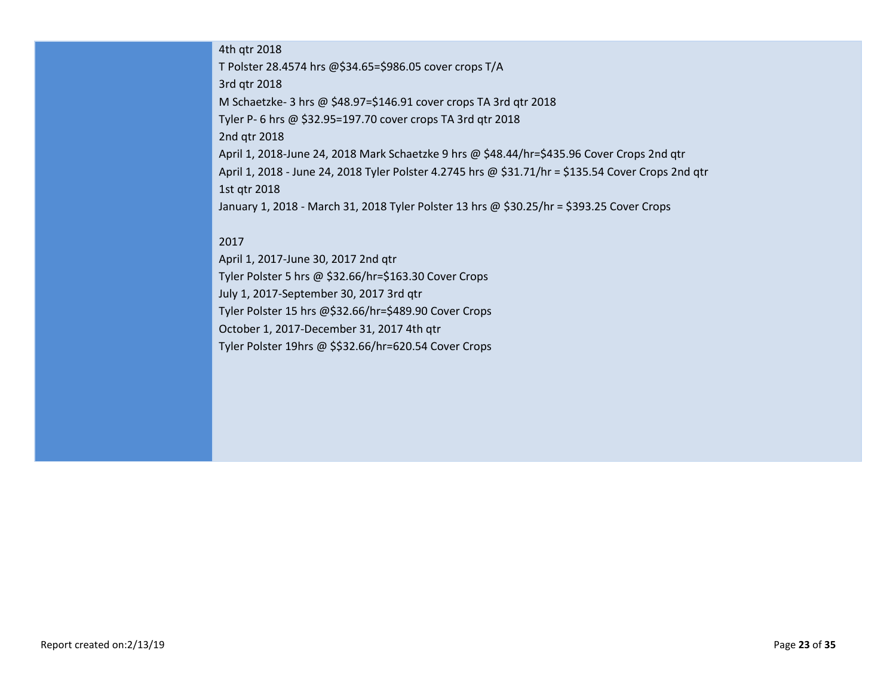4th qtr 2018

T Polster 28.4574 hrs @$34.65=$986.05 cover crops T/A

3rd qtr 2018

M Schaetzke- 3 hrs @ $48.97=$146.91 cover crops TA 3rd qtr 2018

Tyler P- 6 hrs @ $32.95=197.70 cover crops TA 3rd qtr 2018

2nd qtr 2018

April 1, 2018-June 24, 2018 Mark Schaetzke 9 hrs @ $48.44/hr=$435.96 Cover Crops 2nd qtr

April 1, 2018 - June 24, 2018 Tyler Polster 4.2745 hrs @ $31.71/hr = $135.54 Cover Crops 2nd qtr

1st qtr 2018

January 1, 2018 - March 31, 2018 Tyler Polster 13 hrs @ $30.25/hr = $393.25 Cover Crops

2017

April 1, 2017-June 30, 2017 2nd qtr

Tyler Polster 5 hrs @ $32.66/hr=$163.30 Cover Crops

July 1, 2017-September 30, 2017 3rd qtr

Tyler Polster 15 hrs @$32.66/hr=$489.90 Cover Crops

October 1, 2017-December 31, 2017 4th qtr

Tyler Polster 19hrs @ $$32.66/hr=620.54 Cover Crops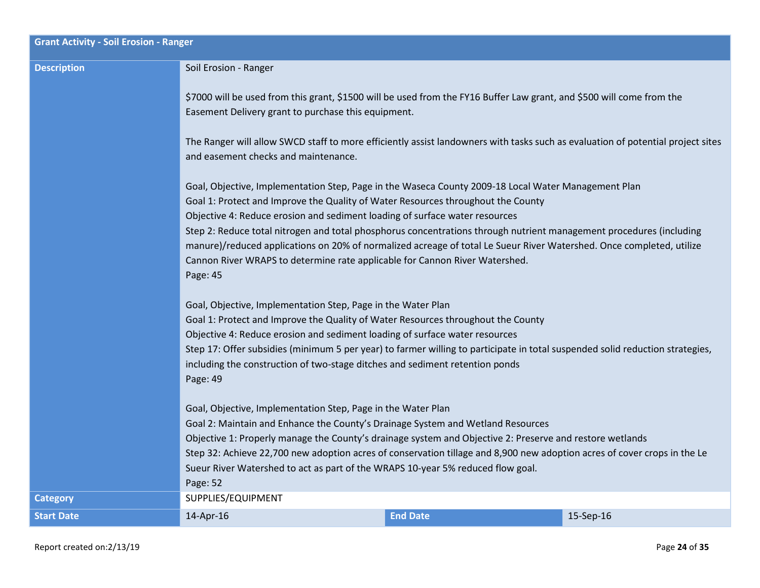| Grant Activity - Soil Erosion - Ranger | | | |
|---|---|---|---|
| **Description** | Soil Erosion - Ranger<br><br>$7000 will be used from this grant, $1500 will be used from the FY16 Buffer Law grant, and $500 will come from the Easement Delivery grant to purchase this equipment.<br><br>The Ranger will allow SWCD staff to more efficiently assist landowners with tasks such as evaluation of potential project sites and easement checks and maintenance.<br><br>Goal, Objective, Implementation Step, Page in the Waseca County 2009-18 Local Water Management Plan<br>Goal 1: Protect and Improve the Quality of Water Resources throughout the County<br>Objective 4: Reduce erosion and sediment loading of surface water resources<br>Step 2: Reduce total nitrogen and total phosphorus concentrations through nutrient management procedures (including manure)/reduced applications on 20% of normalized acreage of total Le Sueur River Watershed. Once completed, utilize Cannon River WRAPS to determine rate applicable for Cannon River Watershed.<br>Page: 45<br><br>Goal, Objective, Implementation Step, Page in the Water Plan<br>Goal 1: Protect and Improve the Quality of Water Resources throughout the County<br>Objective 4: Reduce erosion and sediment loading of surface water resources<br>Step 17: Offer subsidies (minimum 5 per year) to farmer willing to participate in total suspended solid reduction strategies, including the construction of two-stage ditches and sediment retention ponds<br>Page: 49<br><br>Goal, Objective, Implementation Step, Page in the Water Plan<br>Goal 2: Maintain and Enhance the County's Drainage System and Wetland Resources<br>Objective 1: Properly manage the County's drainage system and Objective 2: Preserve and restore wetlands<br>Step 32: Achieve 22,700 new adoption acres of conservation tillage and 8,900 new adoption acres of cover crops in the Le Sueur River Watershed to act as part of the WRAPS 10-year 5% reduced flow goal.<br>Page: 52 | | |
| **Category** | SUPPLIES/EQUIPMENT | | |
| **Start Date** | 14-Apr-16 | **End Date** | 15-Sep-16 |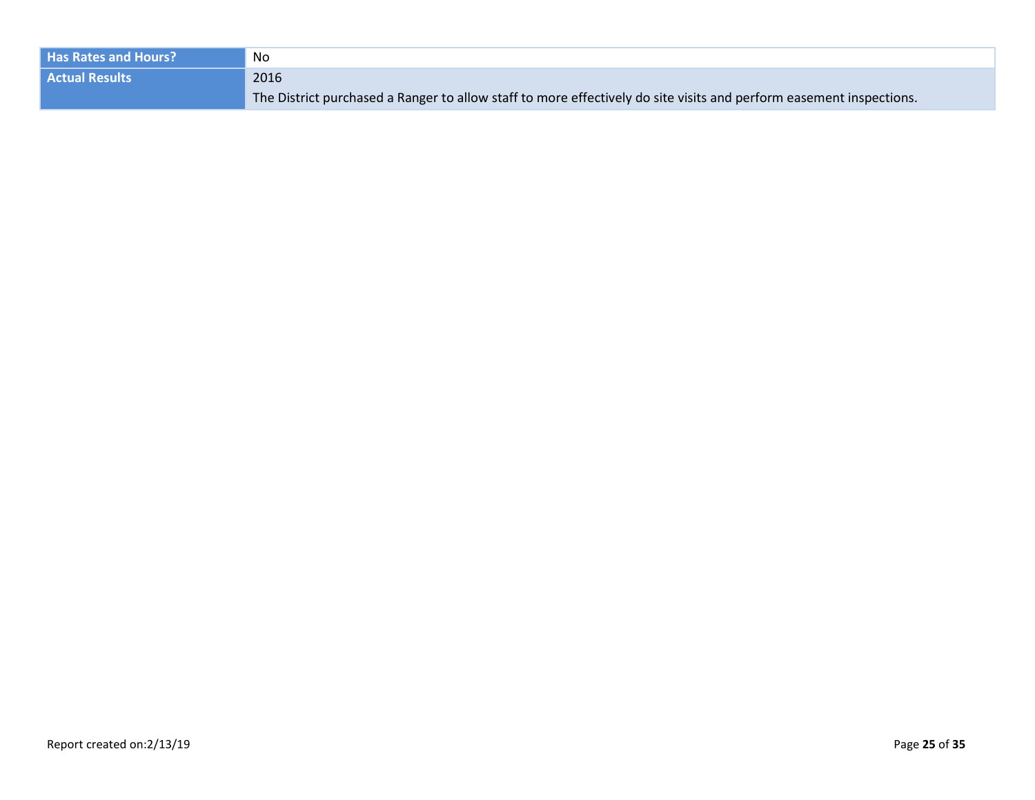| | |
|---|---|
| **Has Rates and Hours?** | No |
| **Actual Results** | 2016<br>The District purchased a Ranger to allow staff to more effectively do site visits and perform easement inspections. |

Report created on:2/13/19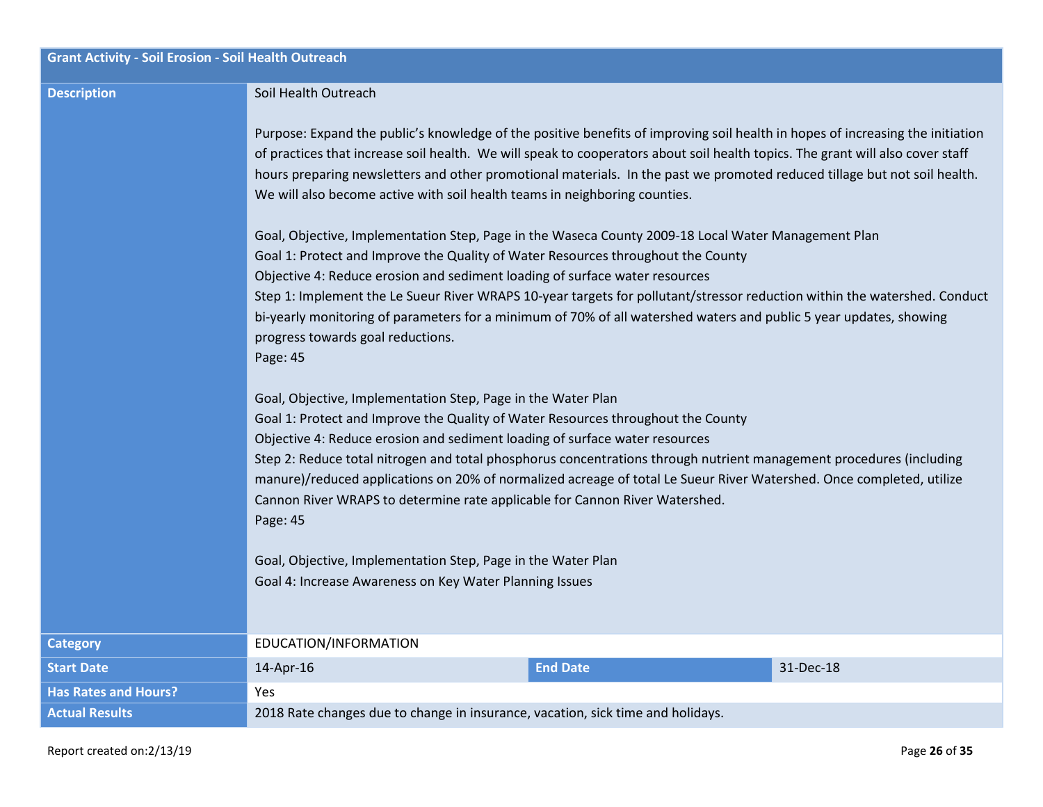| Grant Activity - Soil Erosion - Soil Health Outreach | | | |
|---|---|---|---|
| **Description** | Soil Health Outreach<br><br>Purpose: Expand the public's knowledge of the positive benefits of improving soil health in hopes of increasing the initiation of practices that increase soil health. We will speak to cooperators about soil health topics. The grant will also cover staff hours preparing newsletters and other promotional materials. In the past we promoted reduced tillage but not soil health. We will also become active with soil health teams in neighboring counties.<br><br>Goal, Objective, Implementation Step, Page in the Waseca County 2009-18 Local Water Management Plan<br>Goal 1: Protect and Improve the Quality of Water Resources throughout the County<br>Objective 4: Reduce erosion and sediment loading of surface water resources<br>Step 1: Implement the Le Sueur River WRAPS 10-year targets for pollutant/stressor reduction within the watershed. Conduct bi-yearly monitoring of parameters for a minimum of 70% of all watershed waters and public 5 year updates, showing progress towards goal reductions.<br>Page: 45<br><br>Goal, Objective, Implementation Step, Page in the Water Plan<br>Goal 1: Protect and Improve the Quality of Water Resources throughout the County<br>Objective 4: Reduce erosion and sediment loading of surface water resources<br>Step 2: Reduce total nitrogen and total phosphorus concentrations through nutrient management procedures (including manure)/reduced applications on 20% of normalized acreage of total Le Sueur River Watershed. Once completed, utilize Cannon River WRAPS to determine rate applicable for Cannon River Watershed.<br>Page: 45<br><br>Goal, Objective, Implementation Step, Page in the Water Plan<br>Goal 4: Increase Awareness on Key Water Planning Issues | | |
| **Category** | EDUCATION/INFORMATION | | |
| **Start Date** | 14-Apr-16 | **End Date** | 31-Dec-18 |
| **Has Rates and Hours?** | Yes | | |
| **Actual Results** | 2018 Rate changes due to change in insurance, vacation, sick time and holidays. | | |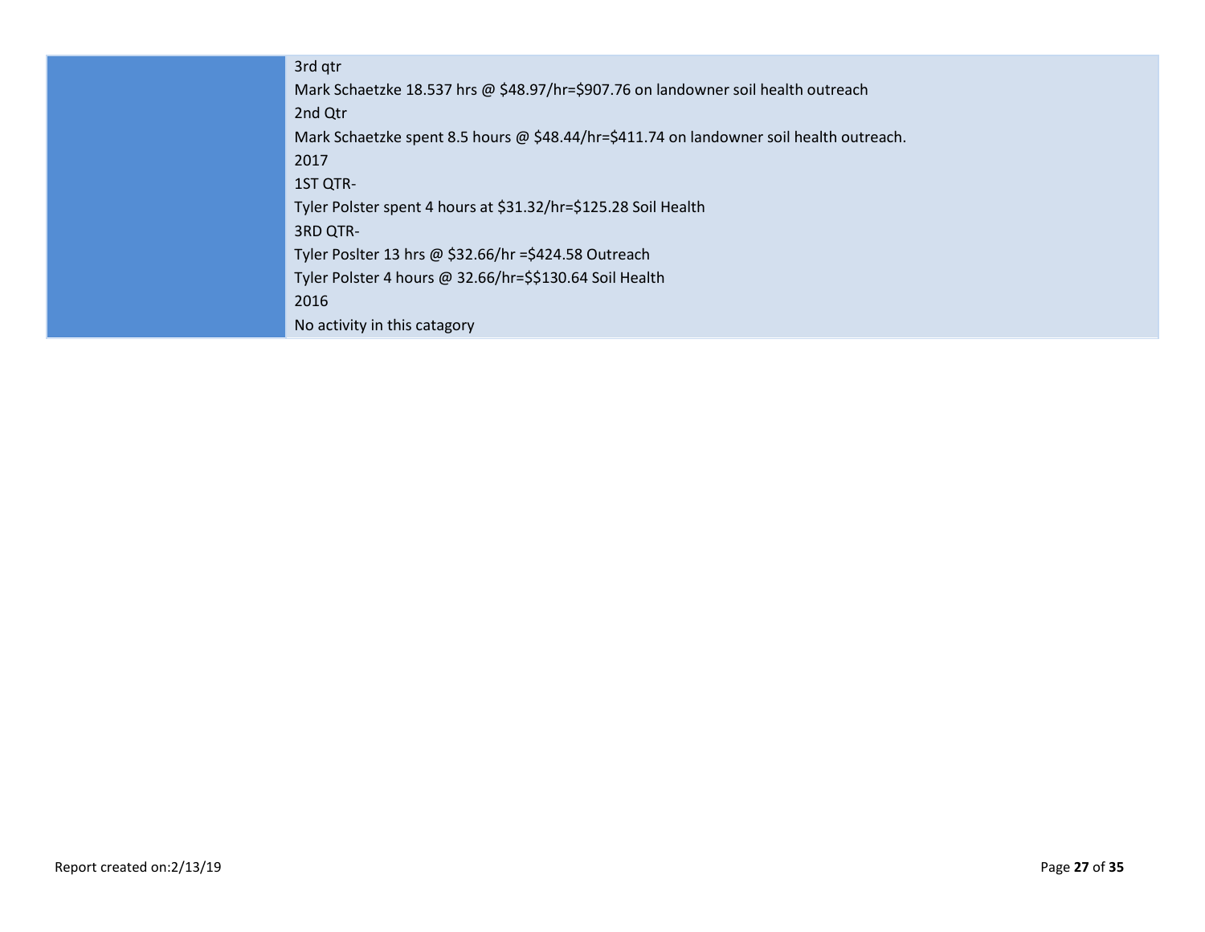| | |
|---|---|
| | 3rd qtr<br>Mark Schaetzke 18.537 hrs @ $48.97/hr=$907.76 on landowner soil health outreach<br>2nd Qtr<br>Mark Schaetzke spent 8.5 hours @ $48.44/hr=$411.74 on landowner soil health outreach.<br>2017<br>1ST QTR-<br>Tyler Polster spent 4 hours at $31.32/hr=$125.28 Soil Health<br>3RD QTR-<br>Tyler Poslter 13 hrs @ $32.66/hr =$424.58 Outreach<br>Tyler Polster 4 hours @ 32.66/hr=$$130.64 Soil Health<br>2016<br>No activity in this catagory |

Report created on:2/13/19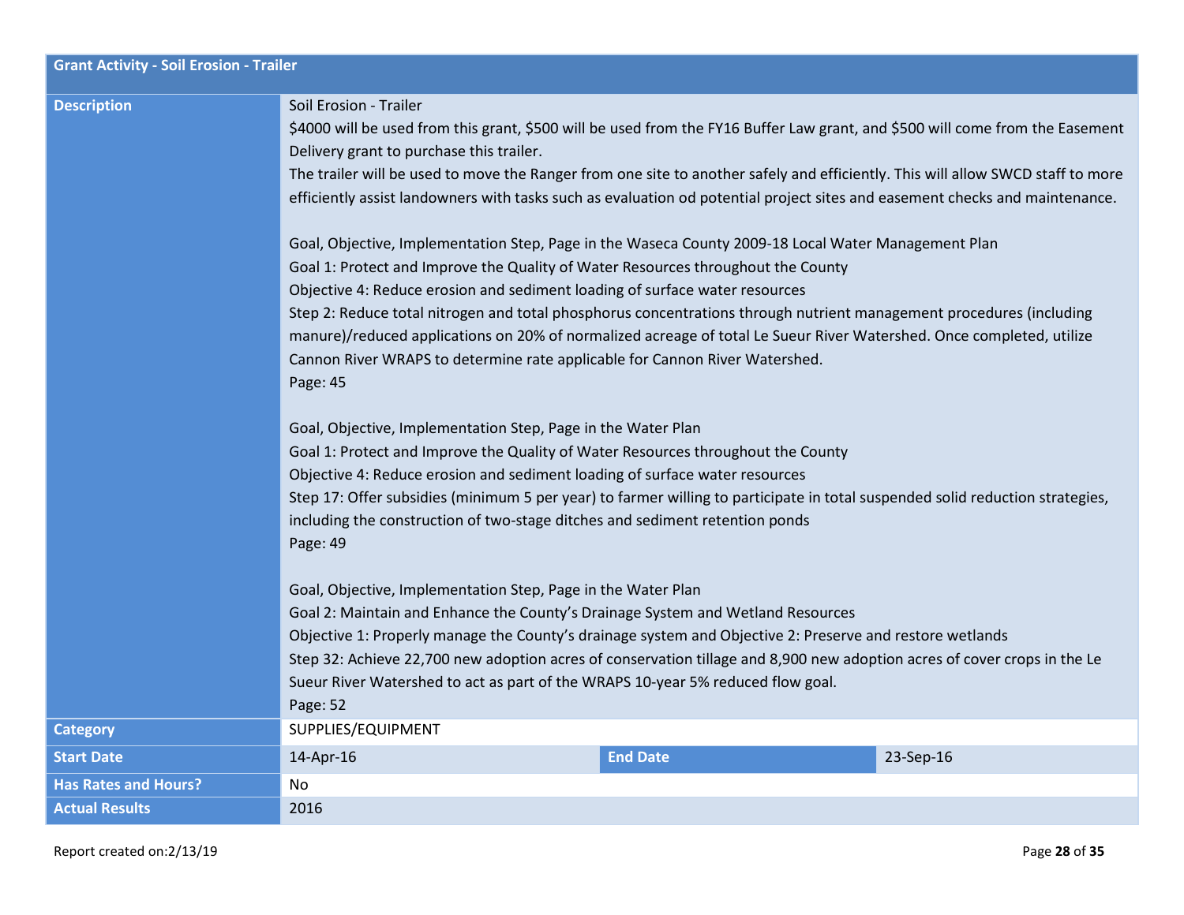| Grant Activity - Soil Erosion - Trailer | | | |
|---|---|---|---|
| **Description** | Soil Erosion - Trailer<br>$4000 will be used from this grant, $500 will be used from the FY16 Buffer Law grant, and $500 will come from the Easement Delivery grant to purchase this trailer.<br>The trailer will be used to move the Ranger from one site to another safely and efficiently. This will allow SWCD staff to more efficiently assist landowners with tasks such as evaluation od potential project sites and easement checks and maintenance.<br><br>Goal, Objective, Implementation Step, Page in the Waseca County 2009-18 Local Water Management Plan<br>Goal 1: Protect and Improve the Quality of Water Resources throughout the County<br>Objective 4: Reduce erosion and sediment loading of surface water resources<br>Step 2: Reduce total nitrogen and total phosphorus concentrations through nutrient management procedures (including manure)/reduced applications on 20% of normalized acreage of total Le Sueur River Watershed. Once completed, utilize Cannon River WRAPS to determine rate applicable for Cannon River Watershed.<br>Page: 45<br><br>Goal, Objective, Implementation Step, Page in the Water Plan<br>Goal 1: Protect and Improve the Quality of Water Resources throughout the County<br>Objective 4: Reduce erosion and sediment loading of surface water resources<br>Step 17: Offer subsidies (minimum 5 per year) to farmer willing to participate in total suspended solid reduction strategies, including the construction of two-stage ditches and sediment retention ponds<br>Page: 49<br><br>Goal, Objective, Implementation Step, Page in the Water Plan<br>Goal 2: Maintain and Enhance the County's Drainage System and Wetland Resources<br>Objective 1: Properly manage the County's drainage system and Objective 2: Preserve and restore wetlands<br>Step 32: Achieve 22,700 new adoption acres of conservation tillage and 8,900 new adoption acres of cover crops in the Le Sueur River Watershed to act as part of the WRAPS 10-year 5% reduced flow goal.<br>Page: 52 | | |
| **Category** | SUPPLIES/EQUIPMENT | | |
| **Start Date** | 14-Apr-16 | **End Date** | 23-Sep-16 |
| **Has Rates and Hours?** | No | | |
| **Actual Results** | 2016 | | |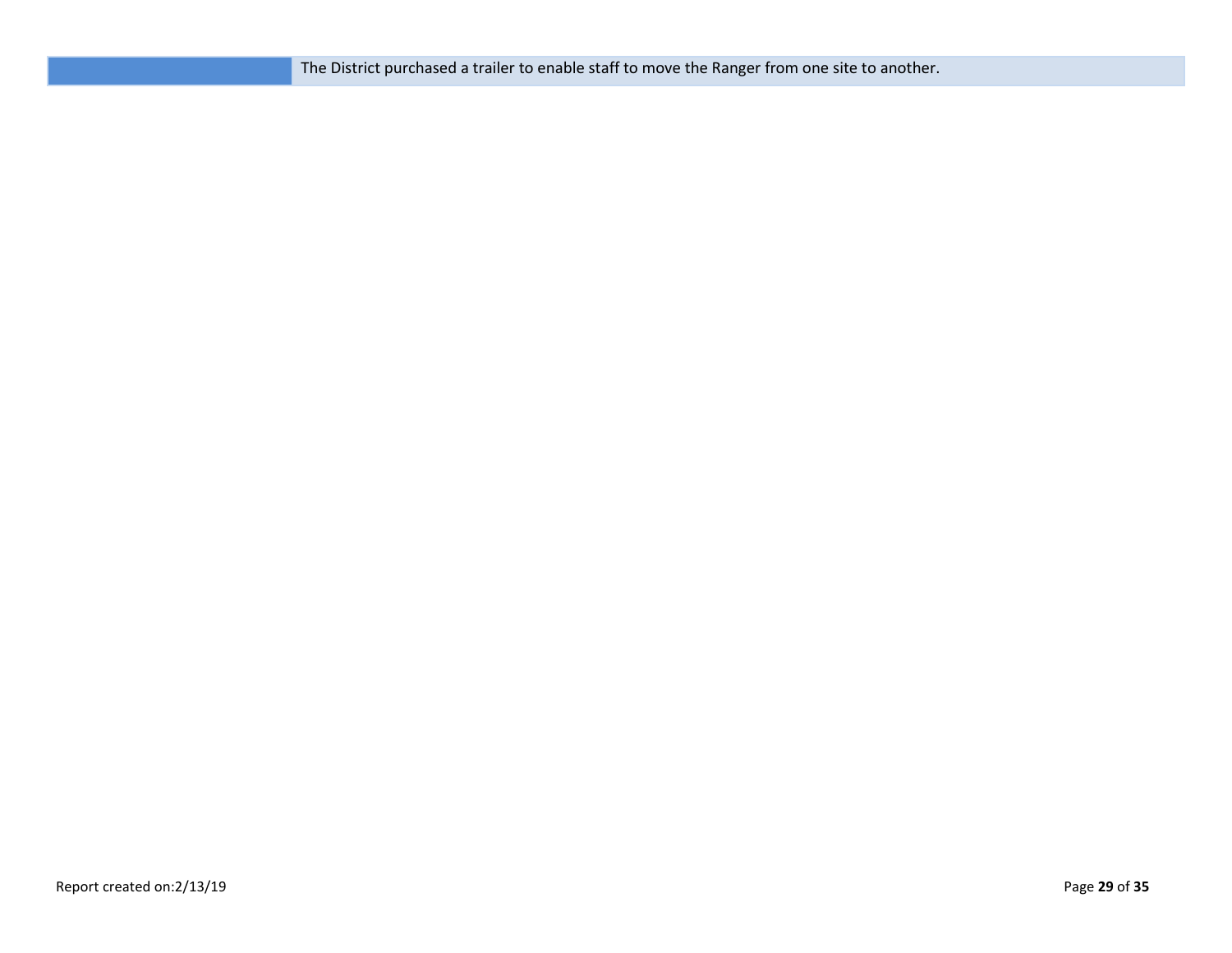| | |
|---|---|
| | The District purchased a trailer to enable staff to move the Ranger from one site to another. |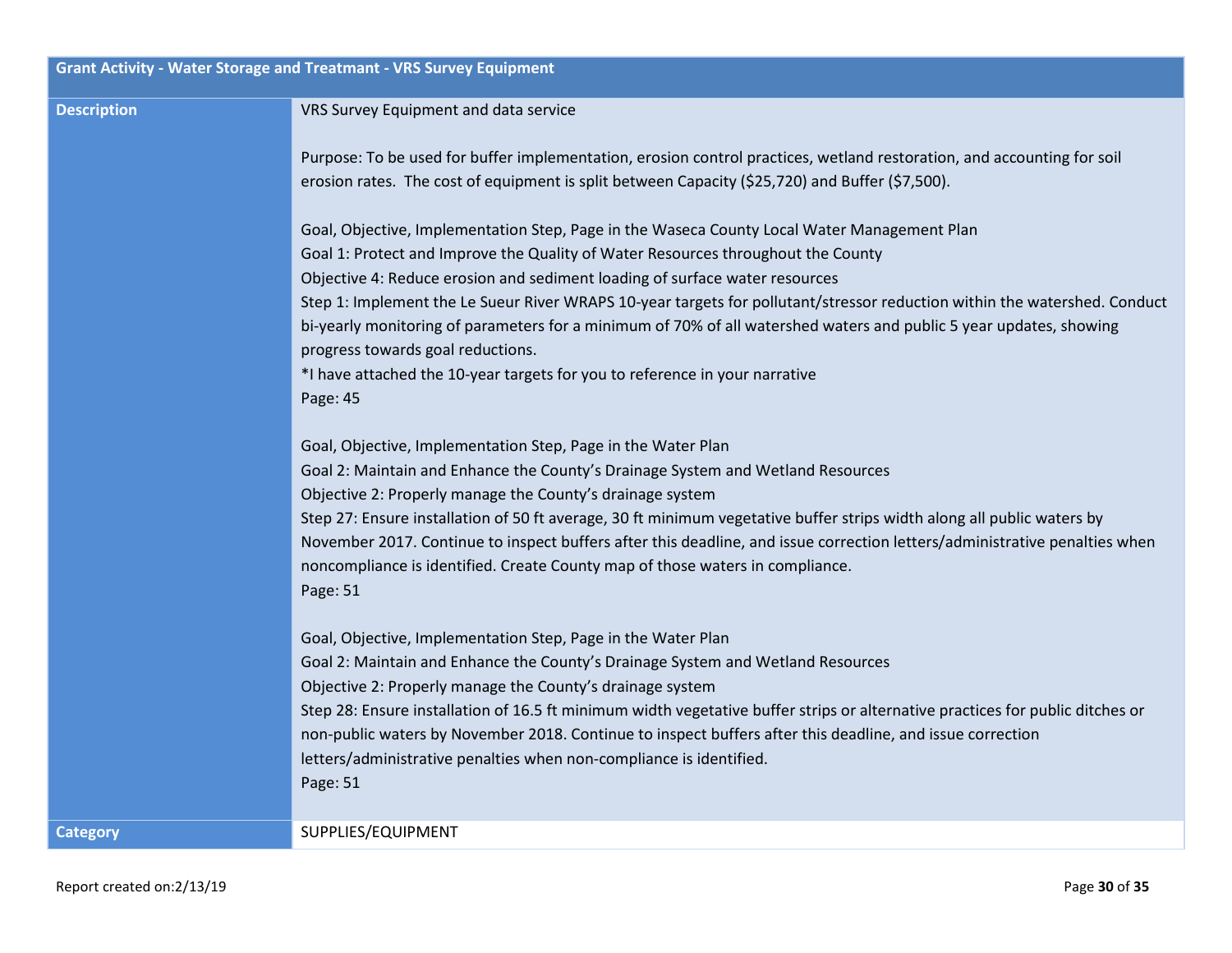| Grant Activity - Water Storage and Treatmant - VRS Survey Equipment | |
|---|---|
| **Description** | VRS Survey Equipment and data service<br><br>Purpose: To be used for buffer implementation, erosion control practices, wetland restoration, and accounting for soil erosion rates. The cost of equipment is split between Capacity ($25,720) and Buffer ($7,500).<br><br>Goal, Objective, Implementation Step, Page in the Waseca County Local Water Management Plan<br>Goal 1: Protect and Improve the Quality of Water Resources throughout the County<br>Objective 4: Reduce erosion and sediment loading of surface water resources<br>Step 1: Implement the Le Sueur River WRAPS 10-year targets for pollutant/stressor reduction within the watershed. Conduct bi-yearly monitoring of parameters for a minimum of 70% of all watershed waters and public 5 year updates, showing progress towards goal reductions.<br>*I have attached the 10-year targets for you to reference in your narrative<br>Page: 45<br><br>Goal, Objective, Implementation Step, Page in the Water Plan<br>Goal 2: Maintain and Enhance the County's Drainage System and Wetland Resources<br>Objective 2: Properly manage the County's drainage system<br>Step 27: Ensure installation of 50 ft average, 30 ft minimum vegetative buffer strips width along all public waters by November 2017. Continue to inspect buffers after this deadline, and issue correction letters/administrative penalties when noncompliance is identified. Create County map of those waters in compliance.<br>Page: 51<br><br>Goal, Objective, Implementation Step, Page in the Water Plan<br>Goal 2: Maintain and Enhance the County's Drainage System and Wetland Resources<br>Objective 2: Properly manage the County's drainage system<br>Step 28: Ensure installation of 16.5 ft minimum width vegetative buffer strips or alternative practices for public ditches or non-public waters by November 2018. Continue to inspect buffers after this deadline, and issue correction letters/administrative penalties when non-compliance is identified.<br>Page: 51 |
| **Category** | SUPPLIES/EQUIPMENT |

Report created on:2/13/19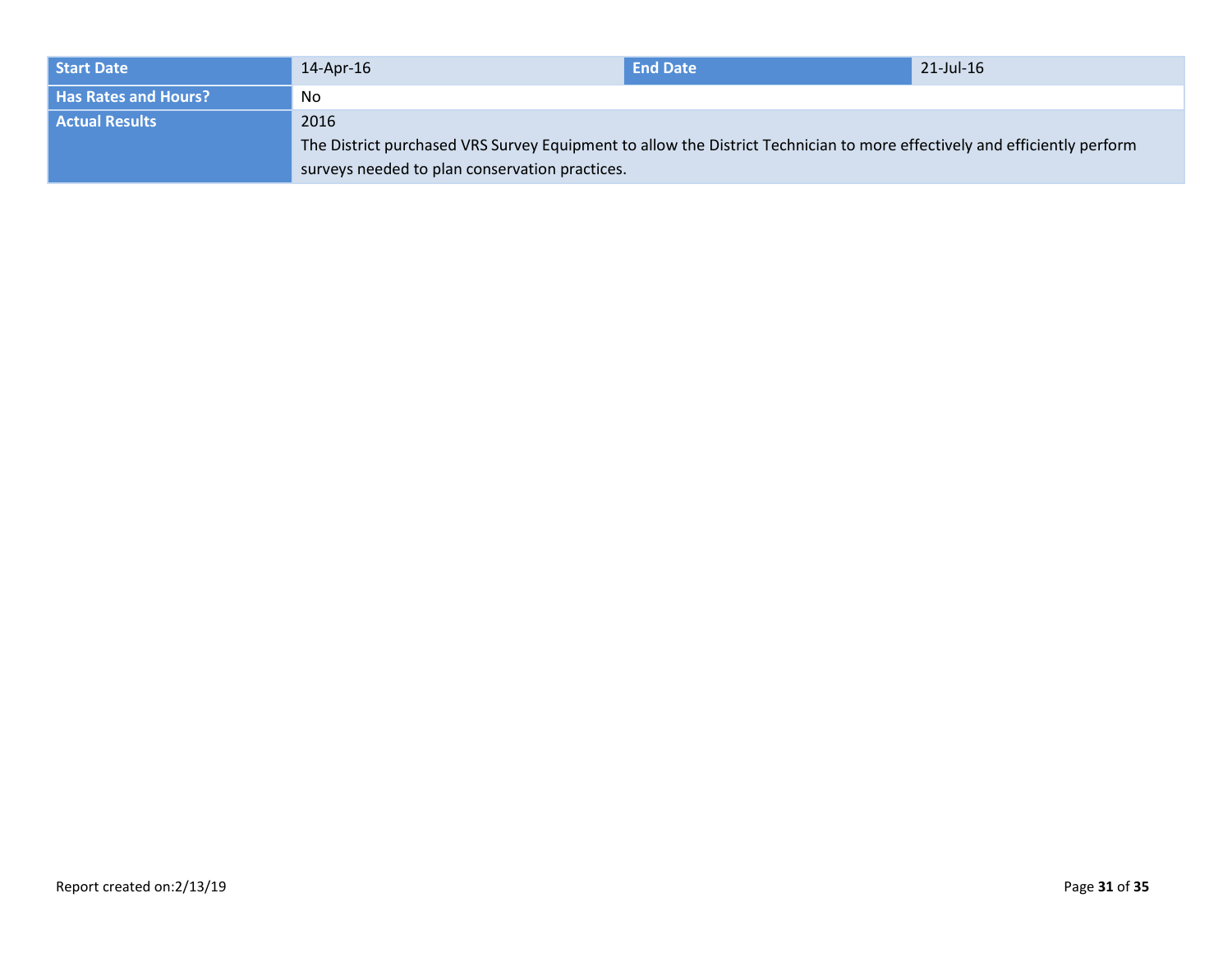| Start Date | 14-Apr-16 | End Date | 21-Jul-16 |
| --- | --- | --- | --- |
| Has Rates and Hours? | No | | |
| Actual Results | 2016<br>The District purchased VRS Survey Equipment to allow the District Technician to more effectively and efficiently perform surveys needed to plan conservation practices. | | |

Report created on:2/13/19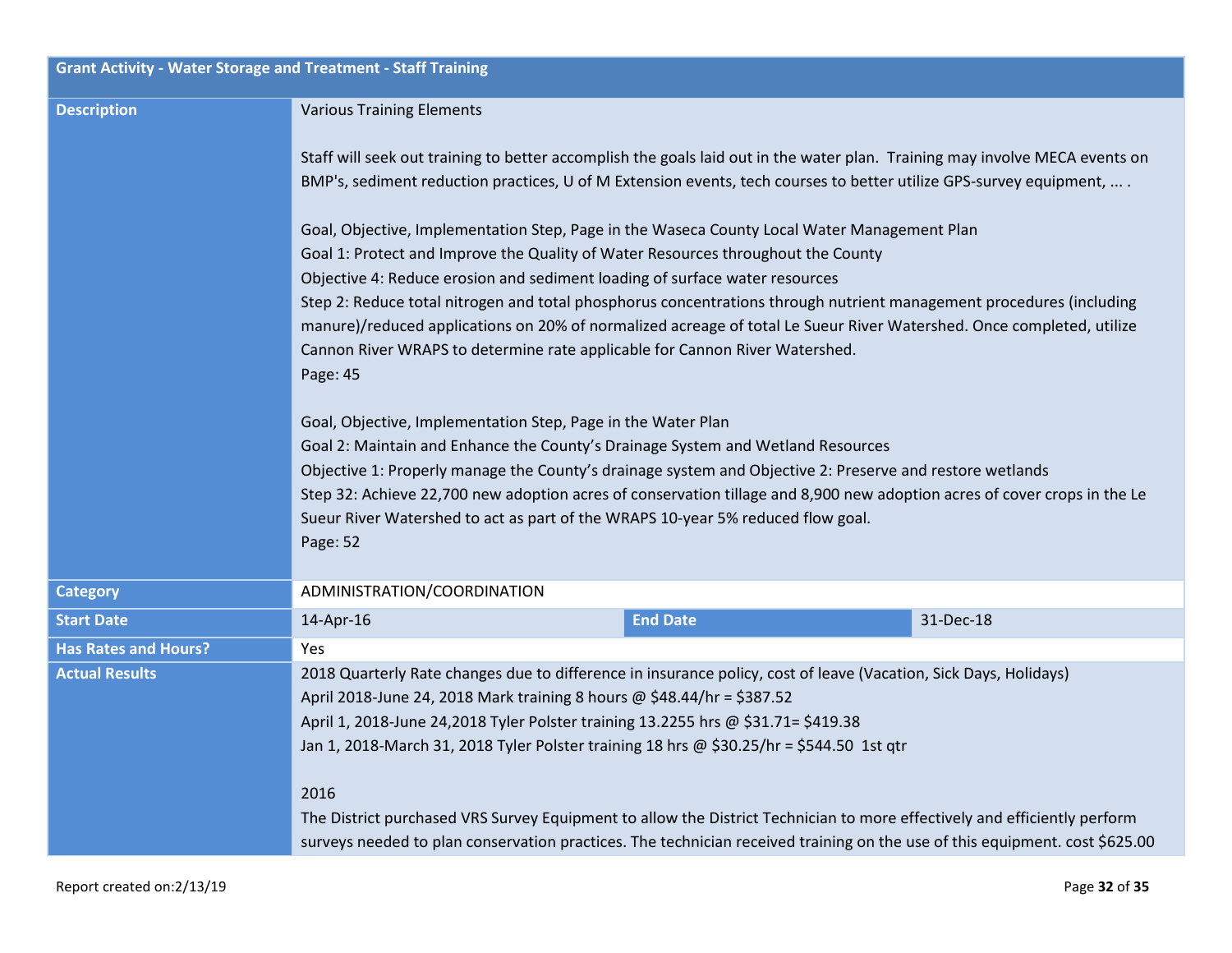| Grant Activity - Water Storage and Treatment - Staff Training | | | |
|---|---|---|---|
| **Description** | Various Training Elements<br><br>Staff will seek out training to better accomplish the goals laid out in the water plan. Training may involve MECA events on BMP's, sediment reduction practices, U of M Extension events, tech courses to better utilize GPS-survey equipment, ... .<br><br>Goal, Objective, Implementation Step, Page in the Waseca County Local Water Management Plan<br>Goal 1: Protect and Improve the Quality of Water Resources throughout the County<br>Objective 4: Reduce erosion and sediment loading of surface water resources<br>Step 2: Reduce total nitrogen and total phosphorus concentrations through nutrient management procedures (including manure)/reduced applications on 20% of normalized acreage of total Le Sueur River Watershed. Once completed, utilize Cannon River WRAPS to determine rate applicable for Cannon River Watershed.<br>Page: 45<br><br>Goal, Objective, Implementation Step, Page in the Water Plan<br>Goal 2: Maintain and Enhance the County's Drainage System and Wetland Resources<br>Objective 1: Properly manage the County's drainage system and Objective 2: Preserve and restore wetlands<br>Step 32: Achieve 22,700 new adoption acres of conservation tillage and 8,900 new adoption acres of cover crops in the Le Sueur River Watershed to act as part of the WRAPS 10-year 5% reduced flow goal.<br>Page: 52 | | |
| **Category** | ADMINISTRATION/COORDINATION | | |
| **Start Date** | 14-Apr-16 | **End Date** | 31-Dec-18 |
| **Has Rates and Hours?** | Yes | | |
| **Actual Results** | 2018 Quarterly Rate changes due to difference in insurance policy, cost of leave (Vacation, Sick Days, Holidays)<br>April 2018-June 24, 2018 Mark training 8 hours @ $48.44/hr = $387.52<br>April 1, 2018-June 24,2018 Tyler Polster training 13.2255 hrs @ $31.71= $419.38<br>Jan 1, 2018-March 31, 2018 Tyler Polster training 18 hrs @ $30.25/hr = $544.50 1st qtr<br><br>2016<br>The District purchased VRS Survey Equipment to allow the District Technician to more effectively and efficiently perform surveys needed to plan conservation practices. The technician received training on the use of this equipment. cost $625.00 | | |

Report created on:2/13/19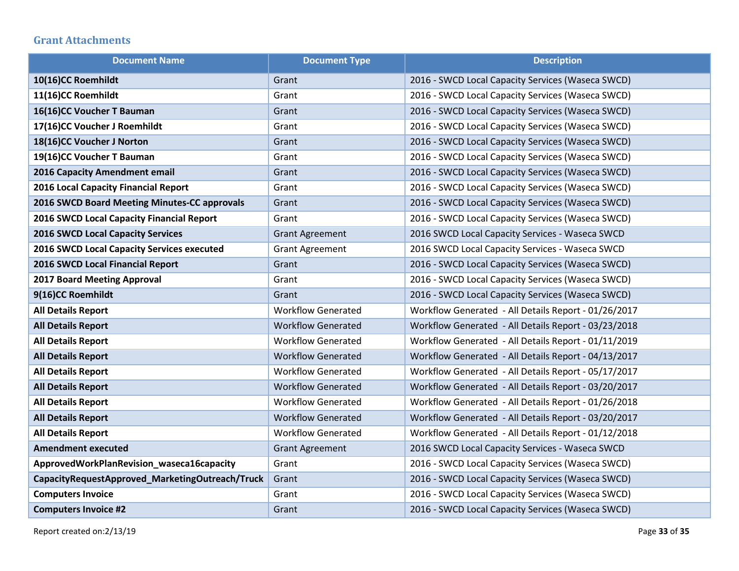## Grant Attachments

| Document Name | Document Type | Description |
|---|---|---|
| **10(16)CC Roemhildt** | Grant | 2016 - SWCD Local Capacity Services (Waseca SWCD) |
| **11(16)CC Roemhildt** | Grant | 2016 - SWCD Local Capacity Services (Waseca SWCD) |
| **16(16)CC Voucher T Bauman** | Grant | 2016 - SWCD Local Capacity Services (Waseca SWCD) |
| **17(16)CC Voucher J Roemhildt** | Grant | 2016 - SWCD Local Capacity Services (Waseca SWCD) |
| **18(16)CC Voucher J Norton** | Grant | 2016 - SWCD Local Capacity Services (Waseca SWCD) |
| **19(16)CC Voucher T Bauman** | Grant | 2016 - SWCD Local Capacity Services (Waseca SWCD) |
| **2016 Capacity Amendment email** | Grant | 2016 - SWCD Local Capacity Services (Waseca SWCD) |
| **2016 Local Capacity Financial Report** | Grant | 2016 - SWCD Local Capacity Services (Waseca SWCD) |
| **2016 SWCD Board Meeting Minutes-CC approvals** | Grant | 2016 - SWCD Local Capacity Services (Waseca SWCD) |
| **2016 SWCD Local Capacity Financial Report** | Grant | 2016 - SWCD Local Capacity Services (Waseca SWCD) |
| **2016 SWCD Local Capacity Services** | Grant Agreement | 2016 SWCD Local Capacity Services - Waseca SWCD |
| **2016 SWCD Local Capacity Services executed** | Grant Agreement | 2016 SWCD Local Capacity Services - Waseca SWCD |
| **2016 SWCD Local Financial Report** | Grant | 2016 - SWCD Local Capacity Services (Waseca SWCD) |
| **2017 Board Meeting Approval** | Grant | 2016 - SWCD Local Capacity Services (Waseca SWCD) |
| **9(16)CC Roemhildt** | Grant | 2016 - SWCD Local Capacity Services (Waseca SWCD) |
| **All Details Report** | Workflow Generated | Workflow Generated - All Details Report - 01/26/2017 |
| **All Details Report** | Workflow Generated | Workflow Generated - All Details Report - 03/23/2018 |
| **All Details Report** | Workflow Generated | Workflow Generated - All Details Report - 01/11/2019 |
| **All Details Report** | Workflow Generated | Workflow Generated - All Details Report - 04/13/2017 |
| **All Details Report** | Workflow Generated | Workflow Generated - All Details Report - 05/17/2017 |
| **All Details Report** | Workflow Generated | Workflow Generated - All Details Report - 03/20/2017 |
| **All Details Report** | Workflow Generated | Workflow Generated - All Details Report - 01/26/2018 |
| **All Details Report** | Workflow Generated | Workflow Generated - All Details Report - 03/20/2017 |
| **All Details Report** | Workflow Generated | Workflow Generated - All Details Report - 01/12/2018 |
| **Amendment executed** | Grant Agreement | 2016 SWCD Local Capacity Services - Waseca SWCD |
| **ApprovedWorkPlanRevision_waseca16capacity** | Grant | 2016 - SWCD Local Capacity Services (Waseca SWCD) |
| **CapacityRequestApproved_MarketingOutreach/Truck** | Grant | 2016 - SWCD Local Capacity Services (Waseca SWCD) |
| **Computers Invoice** | Grant | 2016 - SWCD Local Capacity Services (Waseca SWCD) |
| **Computers Invoice #2** | Grant | 2016 - SWCD Local Capacity Services (Waseca SWCD) |

Report created on:2/13/19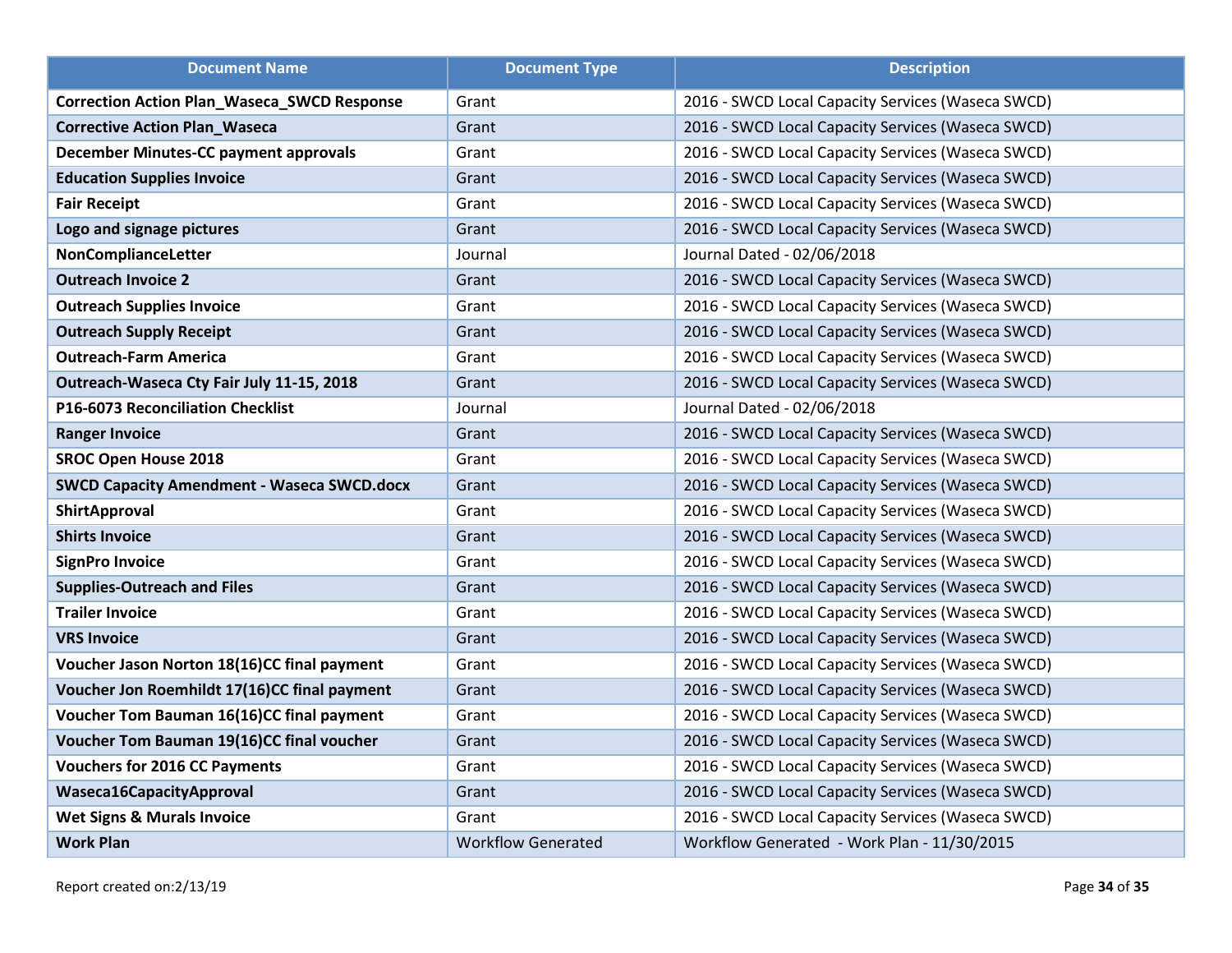| Document Name | Document Type | Description |
|---|---|---|
| **Correction Action Plan_Waseca_SWCD Response** | Grant | 2016 - SWCD Local Capacity Services (Waseca SWCD) |
| **Corrective Action Plan_Waseca** | Grant | 2016 - SWCD Local Capacity Services (Waseca SWCD) |
| **December Minutes-CC payment approvals** | Grant | 2016 - SWCD Local Capacity Services (Waseca SWCD) |
| **Education Supplies Invoice** | Grant | 2016 - SWCD Local Capacity Services (Waseca SWCD) |
| **Fair Receipt** | Grant | 2016 - SWCD Local Capacity Services (Waseca SWCD) |
| **Logo and signage pictures** | Grant | 2016 - SWCD Local Capacity Services (Waseca SWCD) |
| **NonComplianceLetter** | Journal | Journal Dated - 02/06/2018 |
| **Outreach Invoice 2** | Grant | 2016 - SWCD Local Capacity Services (Waseca SWCD) |
| **Outreach Supplies Invoice** | Grant | 2016 - SWCD Local Capacity Services (Waseca SWCD) |
| **Outreach Supply Receipt** | Grant | 2016 - SWCD Local Capacity Services (Waseca SWCD) |
| **Outreach-Farm America** | Grant | 2016 - SWCD Local Capacity Services (Waseca SWCD) |
| **Outreach-Waseca Cty Fair July 11-15, 2018** | Grant | 2016 - SWCD Local Capacity Services (Waseca SWCD) |
| **P16-6073 Reconciliation Checklist** | Journal | Journal Dated - 02/06/2018 |
| **Ranger Invoice** | Grant | 2016 - SWCD Local Capacity Services (Waseca SWCD) |
| **SROC Open House 2018** | Grant | 2016 - SWCD Local Capacity Services (Waseca SWCD) |
| **SWCD Capacity Amendment - Waseca SWCD.docx** | Grant | 2016 - SWCD Local Capacity Services (Waseca SWCD) |
| **ShirtApproval** | Grant | 2016 - SWCD Local Capacity Services (Waseca SWCD) |
| **Shirts Invoice** | Grant | 2016 - SWCD Local Capacity Services (Waseca SWCD) |
| **SignPro Invoice** | Grant | 2016 - SWCD Local Capacity Services (Waseca SWCD) |
| **Supplies-Outreach and Files** | Grant | 2016 - SWCD Local Capacity Services (Waseca SWCD) |
| **Trailer Invoice** | Grant | 2016 - SWCD Local Capacity Services (Waseca SWCD) |
| **VRS Invoice** | Grant | 2016 - SWCD Local Capacity Services (Waseca SWCD) |
| **Voucher Jason Norton 18(16)CC final payment** | Grant | 2016 - SWCD Local Capacity Services (Waseca SWCD) |
| **Voucher Jon Roemhildt 17(16)CC final payment** | Grant | 2016 - SWCD Local Capacity Services (Waseca SWCD) |
| **Voucher Tom Bauman 16(16)CC final payment** | Grant | 2016 - SWCD Local Capacity Services (Waseca SWCD) |
| **Voucher Tom Bauman 19(16)CC final voucher** | Grant | 2016 - SWCD Local Capacity Services (Waseca SWCD) |
| **Vouchers for 2016 CC Payments** | Grant | 2016 - SWCD Local Capacity Services (Waseca SWCD) |
| **Waseca16CapacityApproval** | Grant | 2016 - SWCD Local Capacity Services (Waseca SWCD) |
| **Wet Signs & Murals Invoice** | Grant | 2016 - SWCD Local Capacity Services (Waseca SWCD) |
| **Work Plan** | Workflow Generated | Workflow Generated - Work Plan - 11/30/2015 |

Report created on:2/13/19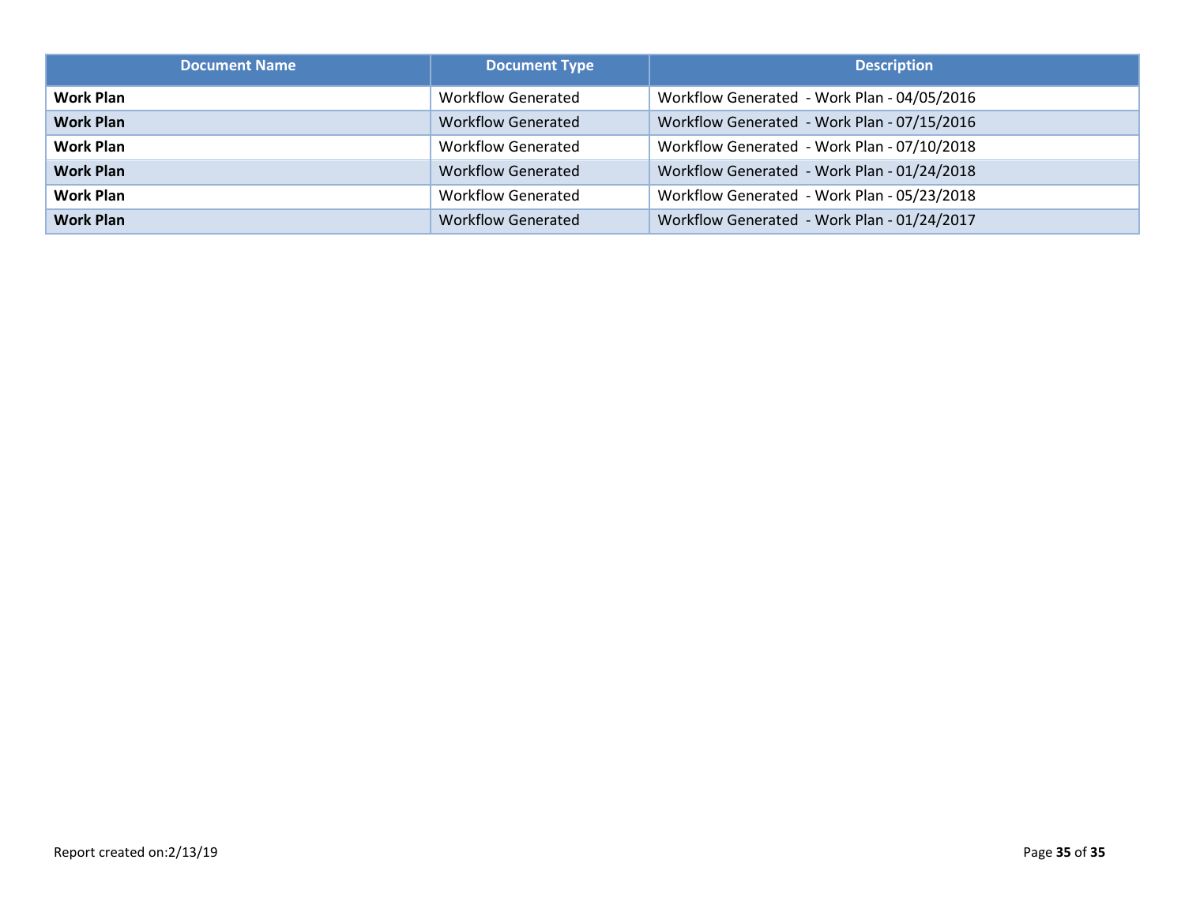| Document Name | Document Type | Description |
|---|---|---|
| **Work Plan** | Workflow Generated | Workflow Generated  - Work Plan - 04/05/2016 |
| **Work Plan** | Workflow Generated | Workflow Generated  - Work Plan - 07/15/2016 |
| **Work Plan** | Workflow Generated | Workflow Generated  - Work Plan - 07/10/2018 |
| **Work Plan** | Workflow Generated | Workflow Generated  - Work Plan - 01/24/2018 |
| **Work Plan** | Workflow Generated | Workflow Generated  - Work Plan - 05/23/2018 |
| **Work Plan** | Workflow Generated | Workflow Generated  - Work Plan - 01/24/2017 |